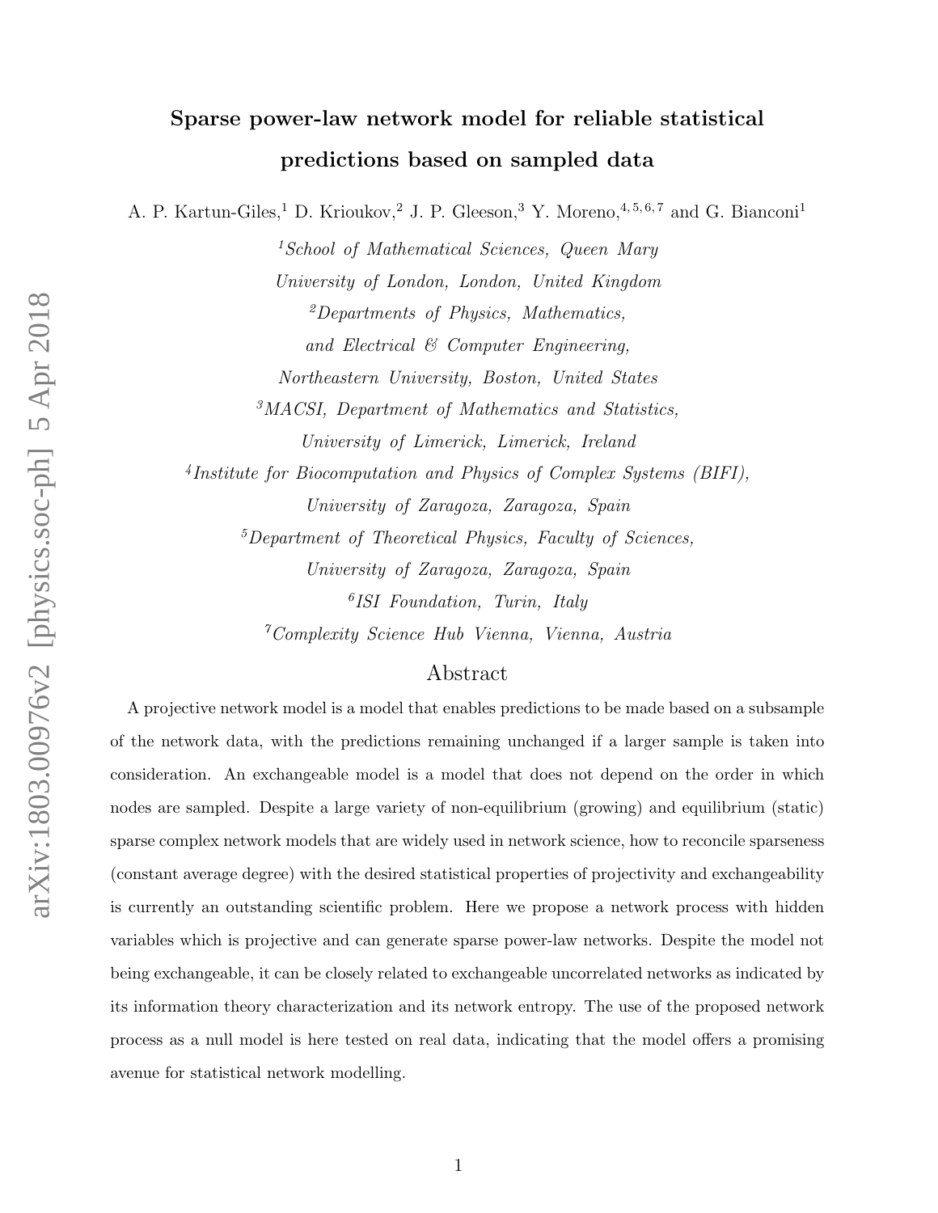# Sparse power-law network model for reliable statistical predictions based on sampled data

A. P. Kartun-Giles,[1] D. Krioukov,[2] J. P. Gleeson,[3] Y. Moreno,[4,5,6,7] and G. Bianconi[1]

[1]*School of Mathematical Sciences, Queen Mary University of London, London, United Kingdom*

[2]*Departments of Physics, Mathematics, and Electrical & Computer Engineering, Northeastern University, Boston, United States*

[3]*MACSI, Department of Mathematics and Statistics, University of Limerick, Limerick, Ireland*

[4]*Institute for Biocomputation and Physics of Complex Systems (BIFI), University of Zaragoza, Zaragoza, Spain*

[5]*Department of Theoretical Physics, Faculty of Sciences, University of Zaragoza, Zaragoza, Spain*

[6]*ISI Foundation, Turin, Italy*

[7]*Complexity Science Hub Vienna, Vienna, Austria*

## Abstract

A projective network model is a model that enables predictions to be made based on a subsample of the network data, with the predictions remaining unchanged if a larger sample is taken into consideration. An exchangeable model is a model that does not depend on the order in which nodes are sampled. Despite a large variety of non-equilibrium (growing) and equilibrium (static) sparse complex network models that are widely used in network science, how to reconcile sparseness (constant average degree) with the desired statistical properties of projectivity and exchangeability is currently an outstanding scientific problem. Here we propose a network process with hidden variables which is projective and can generate sparse power-law networks. Despite the model not being exchangeable, it can be closely related to exchangeable uncorrelated networks as indicated by its information theory characterization and its network entropy. The use of the proposed network process as a null model is here tested on real data, indicating that the model offers a promising avenue for statistical network modelling.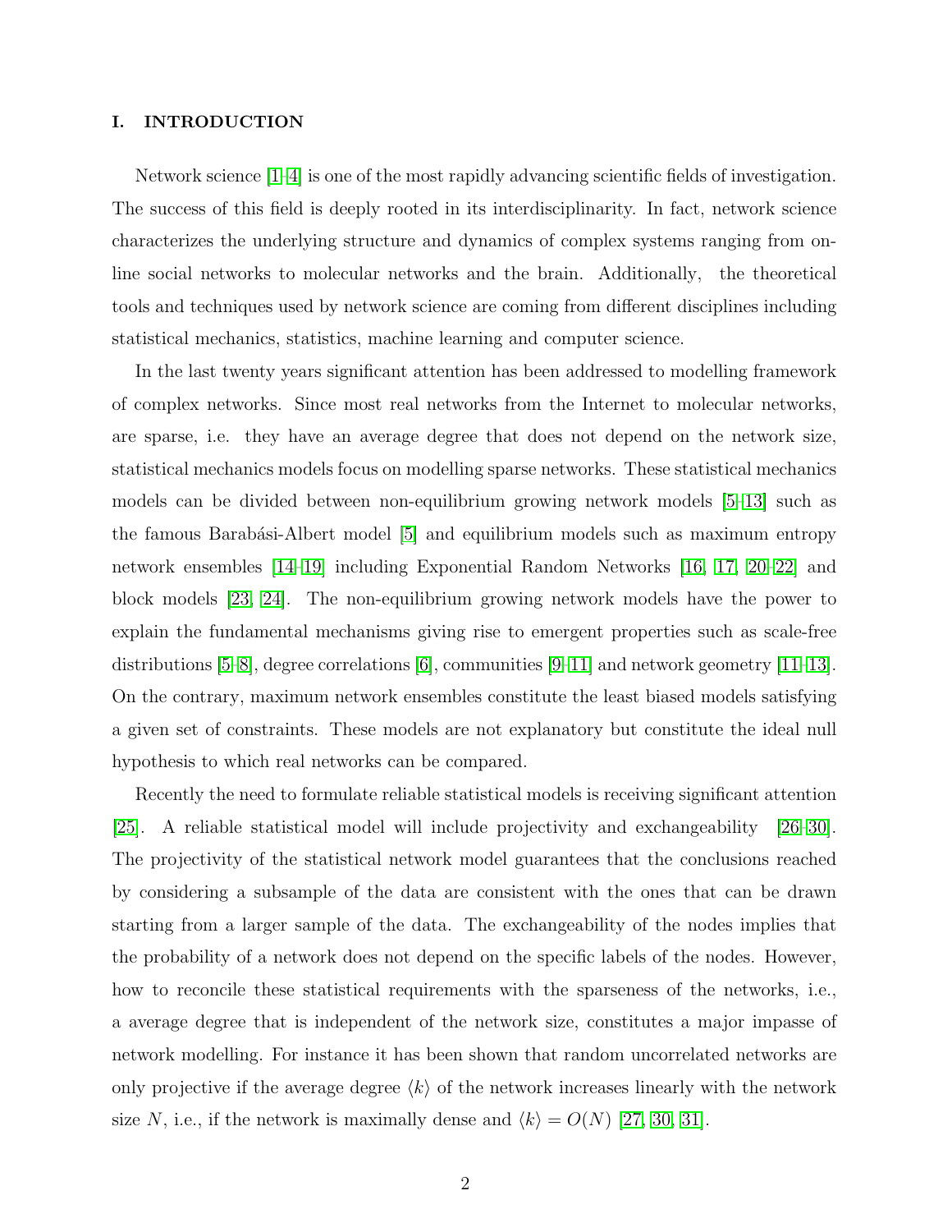# I. INTRODUCTION

Network science [1–4] is one of the most rapidly advancing scientific fields of investigation. The success of this field is deeply rooted in its interdisciplinarity. In fact, network science characterizes the underlying structure and dynamics of complex systems ranging from online social networks to molecular networks and the brain. Additionally, the theoretical tools and techniques used by network science are coming from different disciplines including statistical mechanics, statistics, machine learning and computer science.

In the last twenty years significant attention has been addressed to modelling framework of complex networks. Since most real networks from the Internet to molecular networks, are sparse, i.e. they have an average degree that does not depend on the network size, statistical mechanics models focus on modelling sparse networks. These statistical mechanics models can be divided between non-equilibrium growing network models [5–13] such as the famous Barabási-Albert model [5] and equilibrium models such as maximum entropy network ensembles [14–19] including Exponential Random Networks [16, 17, 20–22] and block models [23, 24]. The non-equilibrium growing network models have the power to explain the fundamental mechanisms giving rise to emergent properties such as scale-free distributions [5–8], degree correlations [6], communities [9–11] and network geometry [11–13]. On the contrary, maximum network ensembles constitute the least biased models satisfying a given set of constraints. These models are not explanatory but constitute the ideal null hypothesis to which real networks can be compared.

Recently the need to formulate reliable statistical models is receiving significant attention [25]. A reliable statistical model will include projectivity and exchangeability [26–30]. The projectivity of the statistical network model guarantees that the conclusions reached by considering a subsample of the data are consistent with the ones that can be drawn starting from a larger sample of the data. The exchangeability of the nodes implies that the probability of a network does not depend on the specific labels of the nodes. However, how to reconcile these statistical requirements with the sparseness of the networks, i.e., a average degree that is independent of the network size, constitutes a major impasse of network modelling. For instance it has been shown that random uncorrelated networks are only projective if the average degree $\langle k\rangle$ of the network increases linearly with the network size $N$, i.e., if the network is maximally dense and $\langle k\rangle = O(N)$ [27, 30, 31].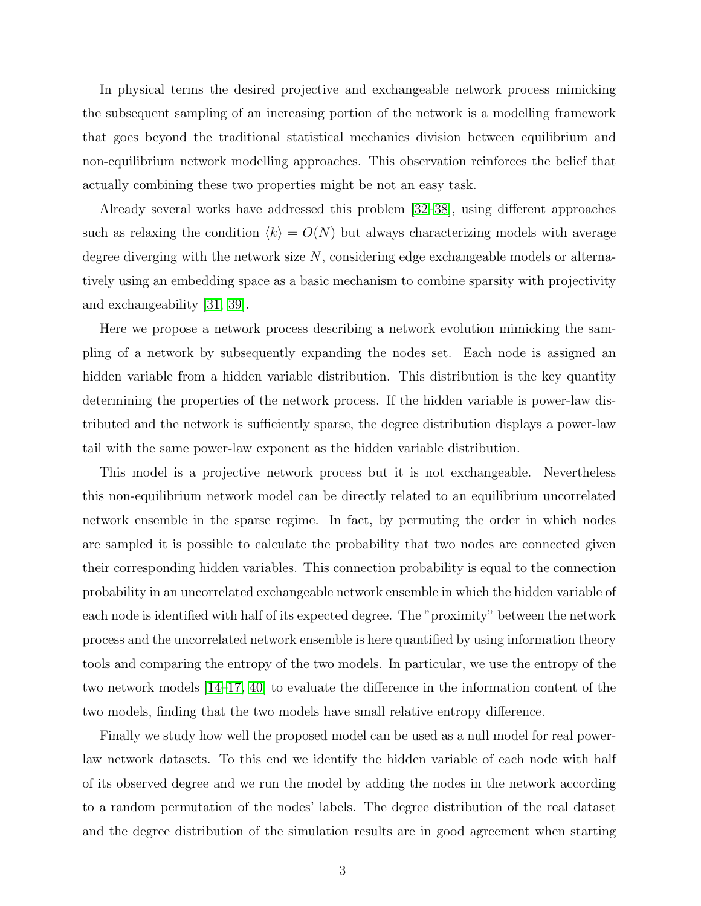In physical terms the desired projective and exchangeable network process mimicking the subsequent sampling of an increasing portion of the network is a modelling framework that goes beyond the traditional statistical mechanics division between equilibrium and non-equilibrium network modelling approaches. This observation reinforces the belief that actually combining these two properties might be not an easy task.

Already several works have addressed this problem [32–38], using different approaches such as relaxing the condition $\langle k \rangle = O(N)$ but always characterizing models with average degree diverging with the network size $N$, considering edge exchangeable models or alternatively using an embedding space as a basic mechanism to combine sparsity with projectivity and exchangeability [31, 39].

Here we propose a network process describing a network evolution mimicking the sampling of a network by subsequently expanding the nodes set. Each node is assigned an hidden variable from a hidden variable distribution. This distribution is the key quantity determining the properties of the network process. If the hidden variable is power-law distributed and the network is sufficiently sparse, the degree distribution displays a power-law tail with the same power-law exponent as the hidden variable distribution.

This model is a projective network process but it is not exchangeable. Nevertheless this non-equilibrium network model can be directly related to an equilibrium uncorrelated network ensemble in the sparse regime. In fact, by permuting the order in which nodes are sampled it is possible to calculate the probability that two nodes are connected given their corresponding hidden variables. This connection probability is equal to the connection probability in an uncorrelated exchangeable network ensemble in which the hidden variable of each node is identified with half of its expected degree. The "proximity" between the network process and the uncorrelated network ensemble is here quantified by using information theory tools and comparing the entropy of the two models. In particular, we use the entropy of the two network models [14–17, 40] to evaluate the difference in the information content of the two models, finding that the two models have small relative entropy difference.

Finally we study how well the proposed model can be used as a null model for real power-law network datasets. To this end we identify the hidden variable of each node with half of its observed degree and we run the model by adding the nodes in the network according to a random permutation of the nodes' labels. The degree distribution of the real dataset and the degree distribution of the simulation results are in good agreement when starting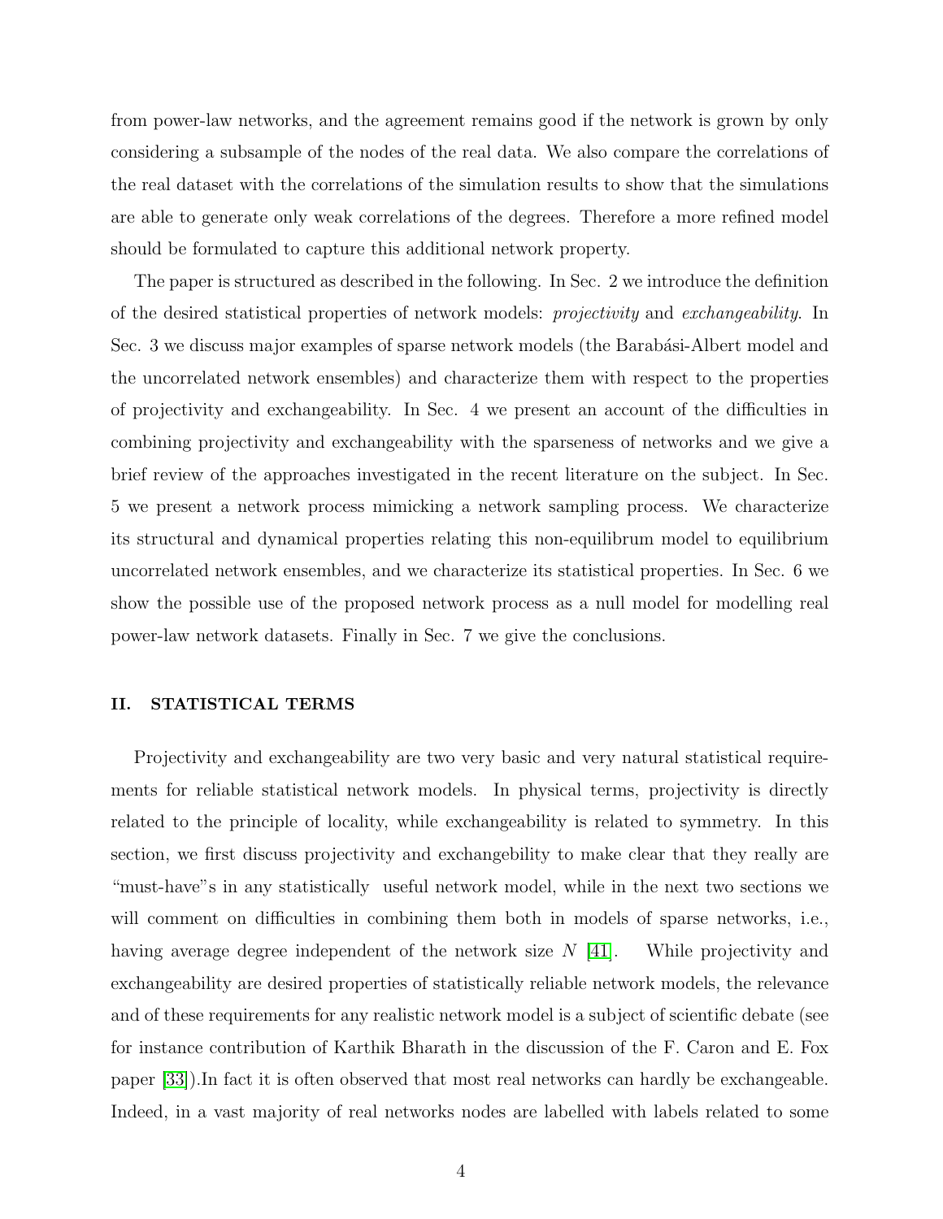from power-law networks, and the agreement remains good if the network is grown by only considering a subsample of the nodes of the real data. We also compare the correlations of the real dataset with the correlations of the simulation results to show that the simulations are able to generate only weak correlations of the degrees. Therefore a more refined model should be formulated to capture this additional network property.

The paper is structured as described in the following. In Sec. 2 we introduce the definition of the desired statistical properties of network models: *projectivity* and *exchangeability*. In Sec. 3 we discuss major examples of sparse network models (the Barabási-Albert model and the uncorrelated network ensembles) and characterize them with respect to the properties of projectivity and exchangeability. In Sec. 4 we present an account of the difficulties in combining projectivity and exchangeability with the sparseness of networks and we give a brief review of the approaches investigated in the recent literature on the subject. In Sec. 5 we present a network process mimicking a network sampling process. We characterize its structural and dynamical properties relating this non-equilibrum model to equilibrium uncorrelated network ensembles, and we characterize its statistical properties. In Sec. 6 we show the possible use of the proposed network process as a null model for modelling real power-law network datasets. Finally in Sec. 7 we give the conclusions.

## II. STATISTICAL TERMS

Projectivity and exchangeability are two very basic and very natural statistical requirements for reliable statistical network models. In physical terms, projectivity is directly related to the principle of locality, while exchangeability is related to symmetry. In this section, we first discuss projectivity and exchangebility to make clear that they really are "must-have"s in any statistically useful network model, while in the next two sections we will comment on difficulties in combining them both in models of sparse networks, i.e., having average degree independent of the network size $N$ [41]. While projectivity and exchangeability are desired properties of statistically reliable network models, the relevance and of these requirements for any realistic network model is a subject of scientific debate (see for instance contribution of Karthik Bharath in the discussion of the F. Caron and E. Fox paper [33]).In fact it is often observed that most real networks can hardly be exchangeable. Indeed, in a vast majority of real networks nodes are labelled with labels related to some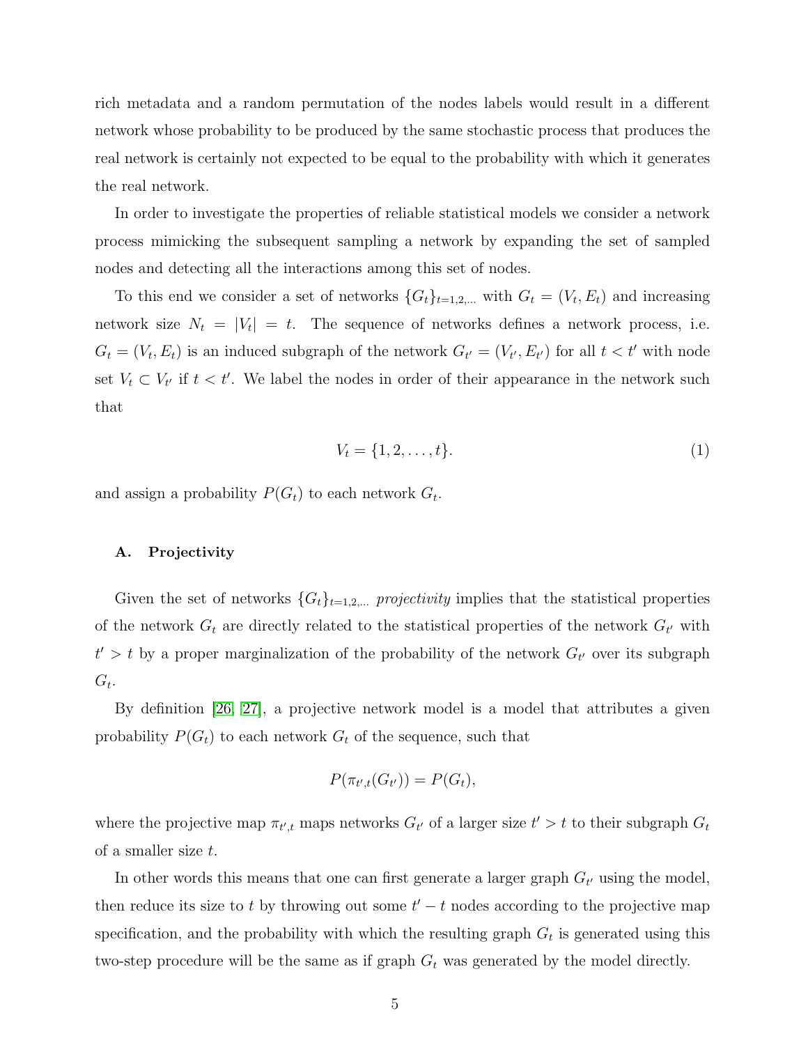rich metadata and a random permutation of the nodes labels would result in a different network whose probability to be produced by the same stochastic process that produces the real network is certainly not expected to be equal to the probability with which it generates the real network.

In order to investigate the properties of reliable statistical models we consider a network process mimicking the subsequent sampling a network by expanding the set of sampled nodes and detecting all the interactions among this set of nodes.

To this end we consider a set of networks $\{G_t\}_{t=1,2,\dots}$ with $G_t = (V_t, E_t)$ and increasing network size $N_t = |V_t| = t$. The sequence of networks defines a network process, i.e. $G_t = (V_t, E_t)$ is an induced subgraph of the network $G_{t'} = (V_{t'}, E_{t'})$ for all $t < t'$ with node set $V_t \subset V_{t'}$ if $t < t'$. We label the nodes in order of their appearance in the network such that

$$V_t = \{1, 2, \dots, t\}. \tag{1}$$

and assign a probability $P(G_t)$ to each network $G_t$.

### A. Projectivity

Given the set of networks $\{G_t\}_{t=1,2,\dots}$ *projectivity* implies that the statistical properties of the network $G_t$ are directly related to the statistical properties of the network $G_{t'}$ with $t' > t$ by a proper marginalization of the probability of the network $G_{t'}$ over its subgraph $G_t$.

By definition [26, 27], a projective network model is a model that attributes a given probability $P(G_t)$ to each network $G_t$ of the sequence, such that

$$P(\pi_{t',t}(G_{t'})) = P(G_t),$$

where the projective map $\pi_{t',t}$ maps networks $G_{t'}$ of a larger size $t' > t$ to their subgraph $G_t$ of a smaller size $t$.

In other words this means that one can first generate a larger graph $G_{t'}$ using the model, then reduce its size to $t$ by throwing out some $t' - t$ nodes according to the projective map specification, and the probability with which the resulting graph $G_t$ is generated using this two-step procedure will be the same as if graph $G_t$ was generated by the model directly.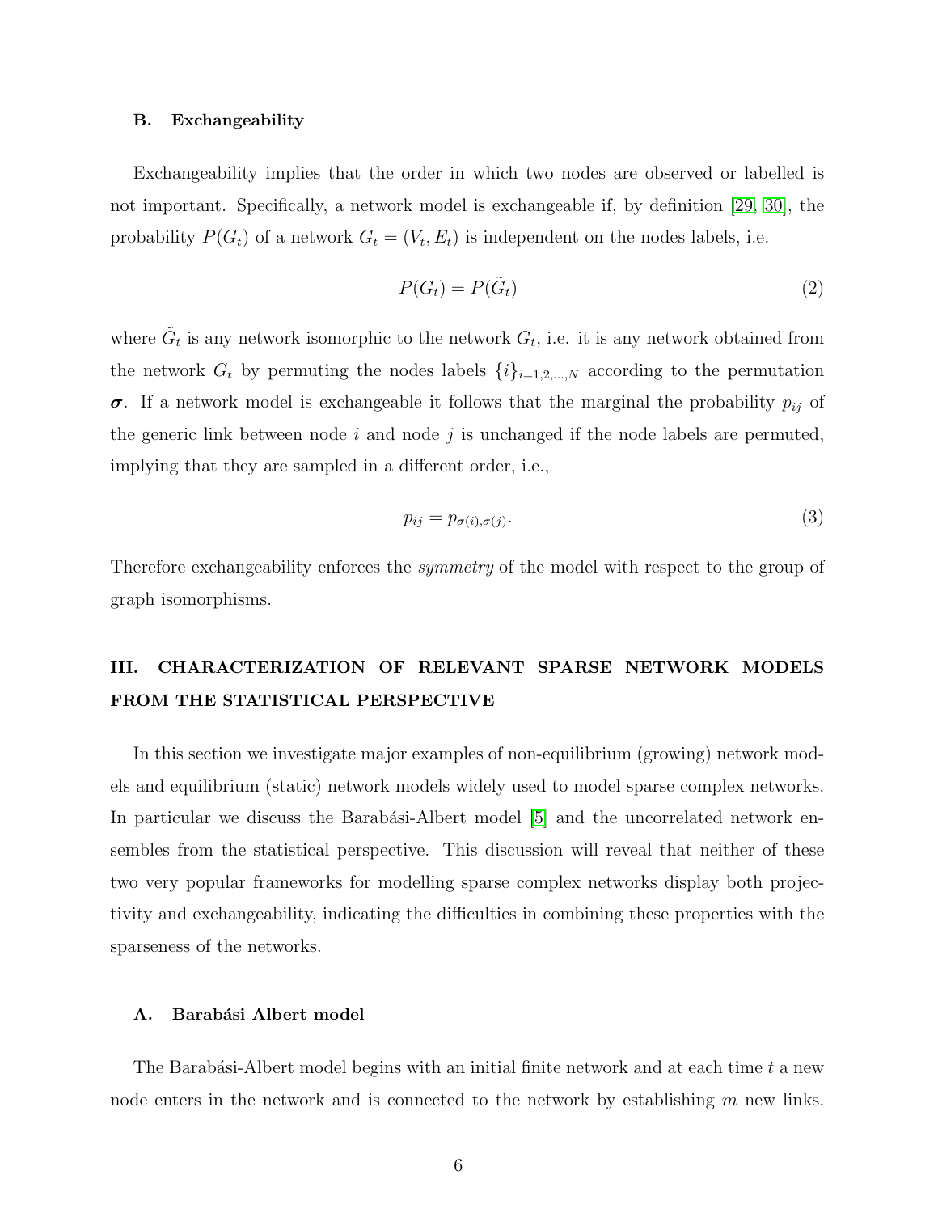### B. Exchangeability

Exchangeability implies that the order in which two nodes are observed or labelled is not important. Specifically, a network model is exchangeable if, by definition [29, 30], the probability $P(G_t)$ of a network $G_t = (V_t, E_t)$ is independent on the nodes labels, i.e.

$$P(G_t) = P(\tilde{G}_t) \tag{2}$$

where $\tilde{G}_t$ is any network isomorphic to the network $G_t$, i.e. it is any network obtained from the network $G_t$ by permuting the nodes labels $\{i\}_{i=1,2,\ldots,N}$ according to the permutation $\boldsymbol{\sigma}$. If a network model is exchangeable it follows that the marginal the probability $p_{ij}$ of the generic link between node $i$ and node $j$ is unchanged if the node labels are permuted, implying that they are sampled in a different order, i.e.,

$$p_{ij} = p_{\sigma(i),\sigma(j)}. \tag{3}$$

Therefore exchangeability enforces the *symmetry* of the model with respect to the group of graph isomorphisms.

## III. CHARACTERIZATION OF RELEVANT SPARSE NETWORK MODELS FROM THE STATISTICAL PERSPECTIVE

In this section we investigate major examples of non-equilibrium (growing) network models and equilibrium (static) network models widely used to model sparse complex networks. In particular we discuss the Barabási-Albert model [5] and the uncorrelated network ensembles from the statistical perspective. This discussion will reveal that neither of these two very popular frameworks for modelling sparse complex networks display both projectivity and exchangeability, indicating the difficulties in combining these properties with the sparseness of the networks.

### A. Barabási Albert model

The Barabási-Albert model begins with an initial finite network and at each time $t$ a new node enters in the network and is connected to the network by establishing $m$ new links.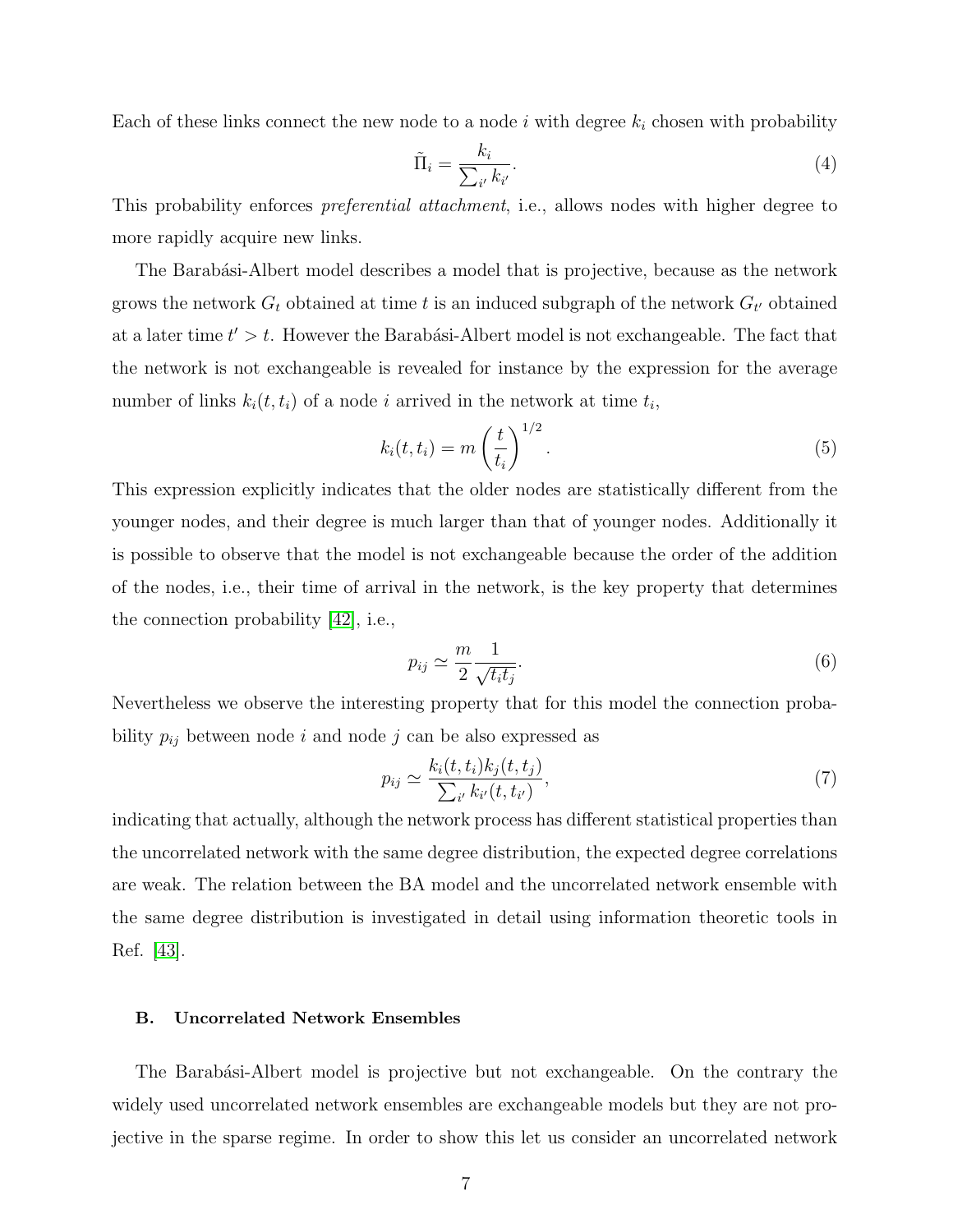Each of these links connect the new node to a node $i$ with degree $k_i$ chosen with probability

$$\tilde{\Pi}_i = \frac{k_i}{\sum_{i'} k_{i'}}. \tag{4}$$

This probability enforces *preferential attachment*, i.e., allows nodes with higher degree to more rapidly acquire new links.

The Barabási-Albert model describes a model that is projective, because as the network grows the network $G_t$ obtained at time $t$ is an induced subgraph of the network $G_{t'}$ obtained at a later time $t' > t$. However the Barabási-Albert model is not exchangeable. The fact that the network is not exchangeable is revealed for instance by the expression for the average number of links $k_i(t, t_i)$ of a node $i$ arrived in the network at time $t_i$,

$$k_i(t, t_i) = m \left(\frac{t}{t_i}\right)^{1/2}. \tag{5}$$

This expression explicitly indicates that the older nodes are statistically different from the younger nodes, and their degree is much larger than that of younger nodes. Additionally it is possible to observe that the model is not exchangeable because the order of the addition of the nodes, i.e., their time of arrival in the network, is the key property that determines the connection probability [42], i.e.,

$$p_{ij} \simeq \frac{m}{2} \frac{1}{\sqrt{t_i t_j}}. \tag{6}$$

Nevertheless we observe the interesting property that for this model the connection probability $p_{ij}$ between node $i$ and node $j$ can be also expressed as

$$p_{ij} \simeq \frac{k_i(t, t_i) k_j(t, t_j)}{\sum_{i'} k_{i'}(t, t_{i'})}, \tag{7}$$

indicating that actually, although the network process has different statistical properties than the uncorrelated network with the same degree distribution, the expected degree correlations are weak. The relation between the BA model and the uncorrelated network ensemble with the same degree distribution is investigated in detail using information theoretic tools in Ref. [43].

### B. Uncorrelated Network Ensembles

The Barabási-Albert model is projective but not exchangeable. On the contrary the widely used uncorrelated network ensembles are exchangeable models but they are not projective in the sparse regime. In order to show this let us consider an uncorrelated network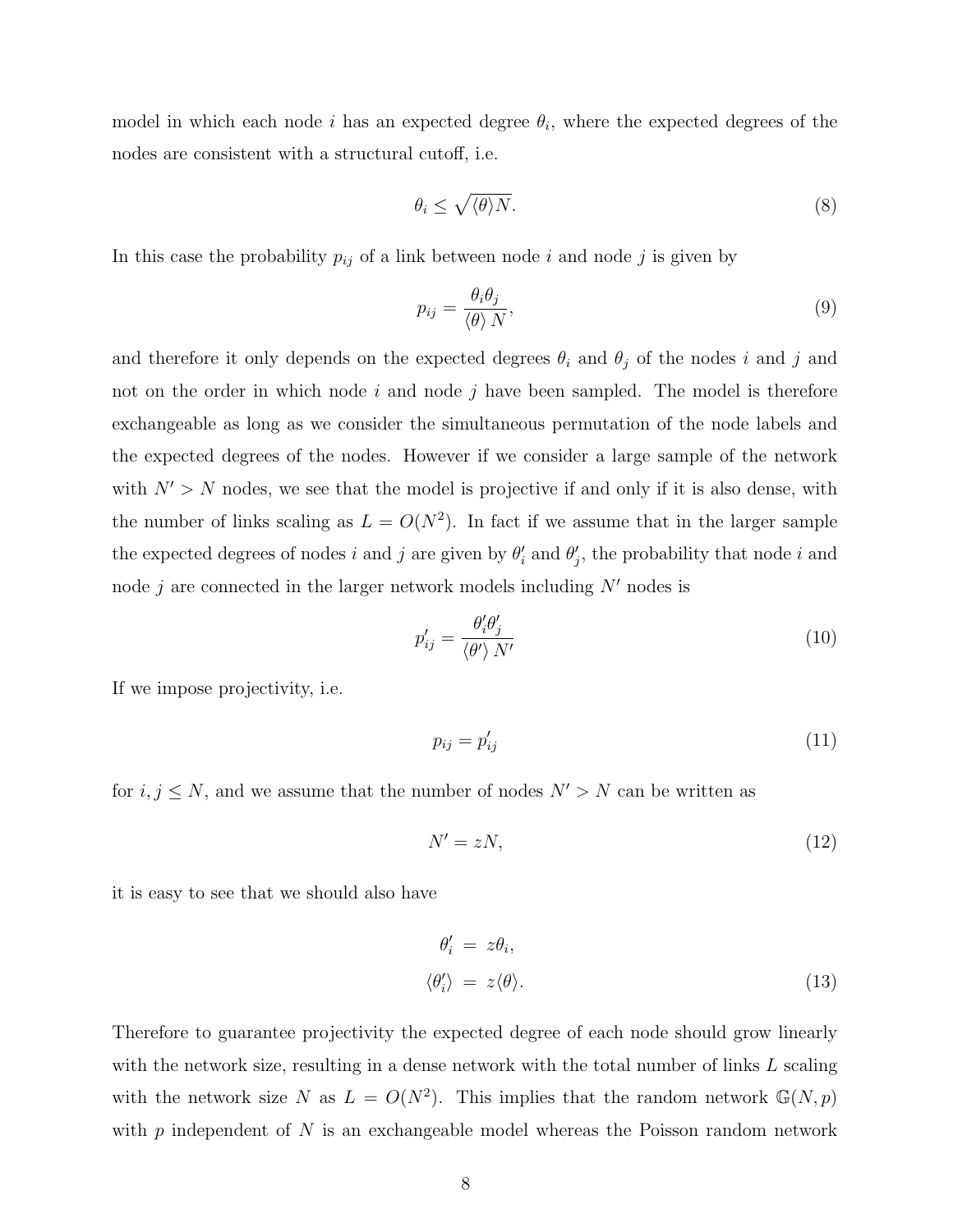model in which each node $i$ has an expected degree $\theta_i$, where the expected degrees of the nodes are consistent with a structural cutoff, i.e.

$$\theta_i \leq \sqrt{\langle\theta\rangle N}. \tag{8}$$

In this case the probability $p_{ij}$ of a link between node $i$ and node $j$ is given by

$$p_{ij} = \frac{\theta_i \theta_j}{\langle\theta\rangle N}, \tag{9}$$

and therefore it only depends on the expected degrees $\theta_i$ and $\theta_j$ of the nodes $i$ and $j$ and not on the order in which node $i$ and node $j$ have been sampled. The model is therefore exchangeable as long as we consider the simultaneous permutation of the node labels and the expected degrees of the nodes. However if we consider a large sample of the network with $N' > N$ nodes, we see that the model is projective if and only if it is also dense, with the number of links scaling as $L = O(N^2)$. In fact if we assume that in the larger sample the expected degrees of nodes $i$ and $j$ are given by $\theta'_i$ and $\theta'_j$, the probability that node $i$ and node $j$ are connected in the larger network models including $N'$ nodes is

$$p'_{ij} = \frac{\theta'_i \theta'_j}{\langle\theta'\rangle N'} \tag{10}$$

If we impose projectivity, i.e.

$$p_{ij} = p'_{ij} \tag{11}$$

for $i, j \leq N$, and we assume that the number of nodes $N' > N$ can be written as

$$N' = zN, \tag{12}$$

it is easy to see that we should also have

$$\begin{aligned} \theta'_i &= z\theta_i, \\ \langle\theta'_i\rangle &= z\langle\theta\rangle. \end{aligned} \tag{13}$$

Therefore to guarantee projectivity the expected degree of each node should grow linearly with the network size, resulting in a dense network with the total number of links $L$ scaling with the network size $N$ as $L = O(N^2)$. This implies that the random network $\mathbb{G}(N, p)$ with $p$ independent of $N$ is an exchangeable model whereas the Poisson random network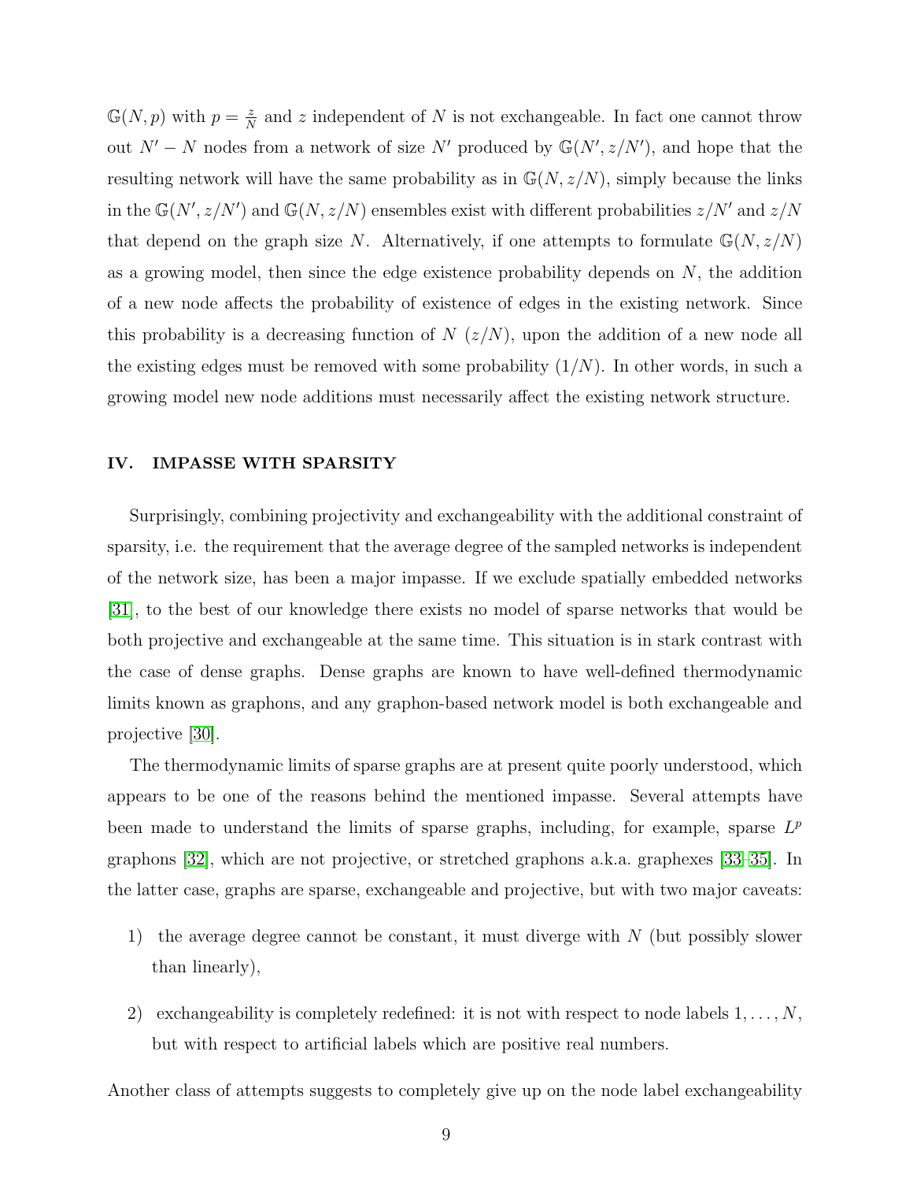$\mathbb{G}(N,p)$ with $p = \frac{z}{N}$ and $z$ independent of $N$ is not exchangeable. In fact one cannot throw out $N' - N$ nodes from a network of size $N'$ produced by $\mathbb{G}(N', z/N')$, and hope that the resulting network will have the same probability as in $\mathbb{G}(N, z/N)$, simply because the links in the $\mathbb{G}(N', z/N')$ and $\mathbb{G}(N, z/N)$ ensembles exist with different probabilities $z/N'$ and $z/N$ that depend on the graph size $N$. Alternatively, if one attempts to formulate $\mathbb{G}(N, z/N)$ as a growing model, then since the edge existence probability depends on $N$, the addition of a new node affects the probability of existence of edges in the existing network. Since this probability is a decreasing function of $N$ ($z/N$), upon the addition of a new node all the existing edges must be removed with some probability ($1/N$). In other words, in such a growing model new node additions must necessarily affect the existing network structure.

## IV. IMPASSE WITH SPARSITY

Surprisingly, combining projectivity and exchangeability with the additional constraint of sparsity, i.e. the requirement that the average degree of the sampled networks is independent of the network size, has been a major impasse. If we exclude spatially embedded networks [31], to the best of our knowledge there exists no model of sparse networks that would be both projective and exchangeable at the same time. This situation is in stark contrast with the case of dense graphs. Dense graphs are known to have well-defined thermodynamic limits known as graphons, and any graphon-based network model is both exchangeable and projective [30].

The thermodynamic limits of sparse graphs are at present quite poorly understood, which appears to be one of the reasons behind the mentioned impasse. Several attempts have been made to understand the limits of sparse graphs, including, for example, sparse $L^p$ graphons [32], which are not projective, or stretched graphons a.k.a. graphexes [33–35]. In the latter case, graphs are sparse, exchangeable and projective, but with two major caveats:

1) the average degree cannot be constant, it must diverge with $N$ (but possibly slower than linearly),

2) exchangeability is completely redefined: it is not with respect to node labels $1, \ldots, N$, but with respect to artificial labels which are positive real numbers.

Another class of attempts suggests to completely give up on the node label exchangeability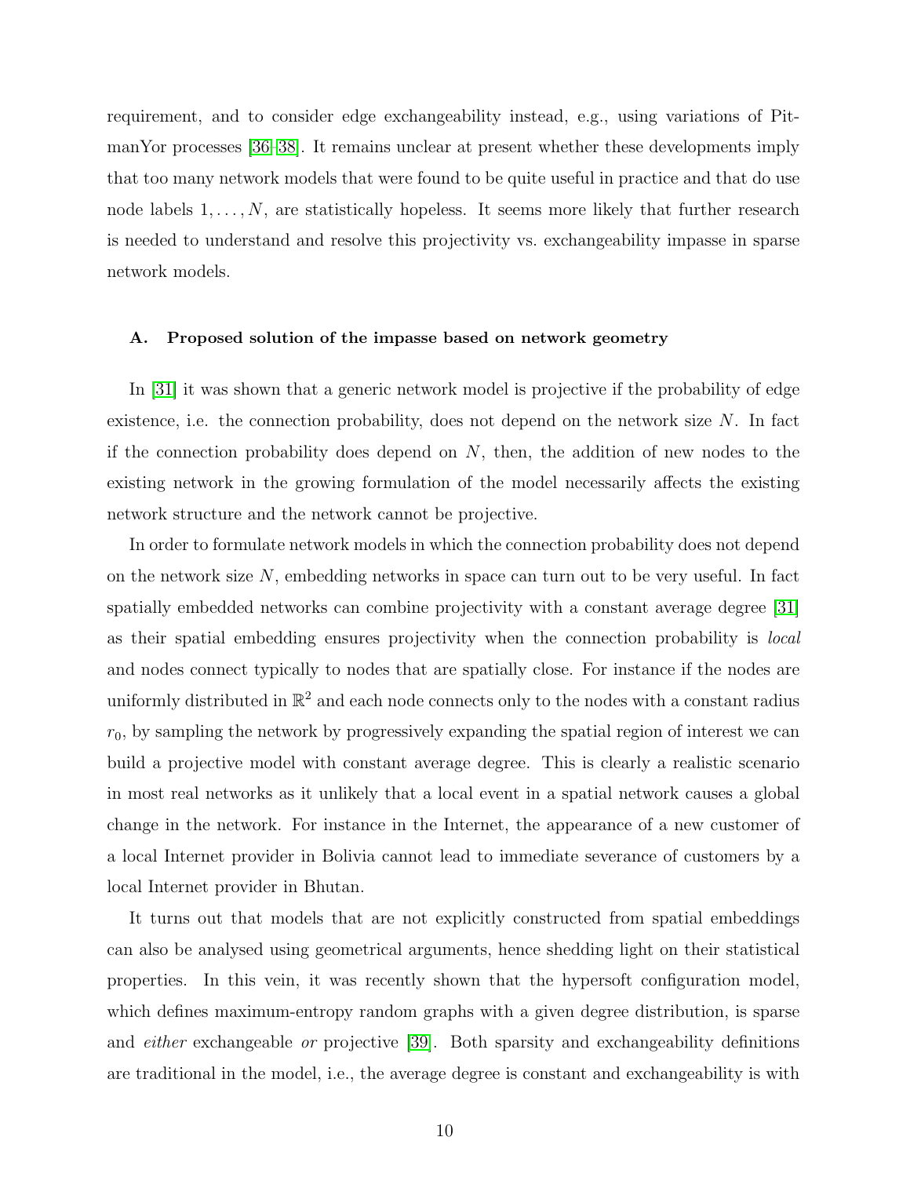requirement, and to consider edge exchangeability instead, e.g., using variations of PitmanYor processes [36–38]. It remains unclear at present whether these developments imply that too many network models that were found to be quite useful in practice and that do use node labels $1, \ldots, N$, are statistically hopeless. It seems more likely that further research is needed to understand and resolve this projectivity vs. exchangeability impasse in sparse network models.

### A. Proposed solution of the impasse based on network geometry

In [31] it was shown that a generic network model is projective if the probability of edge existence, i.e. the connection probability, does not depend on the network size $N$. In fact if the connection probability does depend on $N$, then, the addition of new nodes to the existing network in the growing formulation of the model necessarily affects the existing network structure and the network cannot be projective.

In order to formulate network models in which the connection probability does not depend on the network size $N$, embedding networks in space can turn out to be very useful. In fact spatially embedded networks can combine projectivity with a constant average degree [31] as their spatial embedding ensures projectivity when the connection probability is *local* and nodes connect typically to nodes that are spatially close. For instance if the nodes are uniformly distributed in $\mathbb{R}^2$ and each node connects only to the nodes with a constant radius $r_0$, by sampling the network by progressively expanding the spatial region of interest we can build a projective model with constant average degree. This is clearly a realistic scenario in most real networks as it unlikely that a local event in a spatial network causes a global change in the network. For instance in the Internet, the appearance of a new customer of a local Internet provider in Bolivia cannot lead to immediate severance of customers by a local Internet provider in Bhutan.

It turns out that models that are not explicitly constructed from spatial embeddings can also be analysed using geometrical arguments, hence shedding light on their statistical properties. In this vein, it was recently shown that the hypersoft configuration model, which defines maximum-entropy random graphs with a given degree distribution, is sparse and *either* exchangeable *or* projective [39]. Both sparsity and exchangeability definitions are traditional in the model, i.e., the average degree is constant and exchangeability is with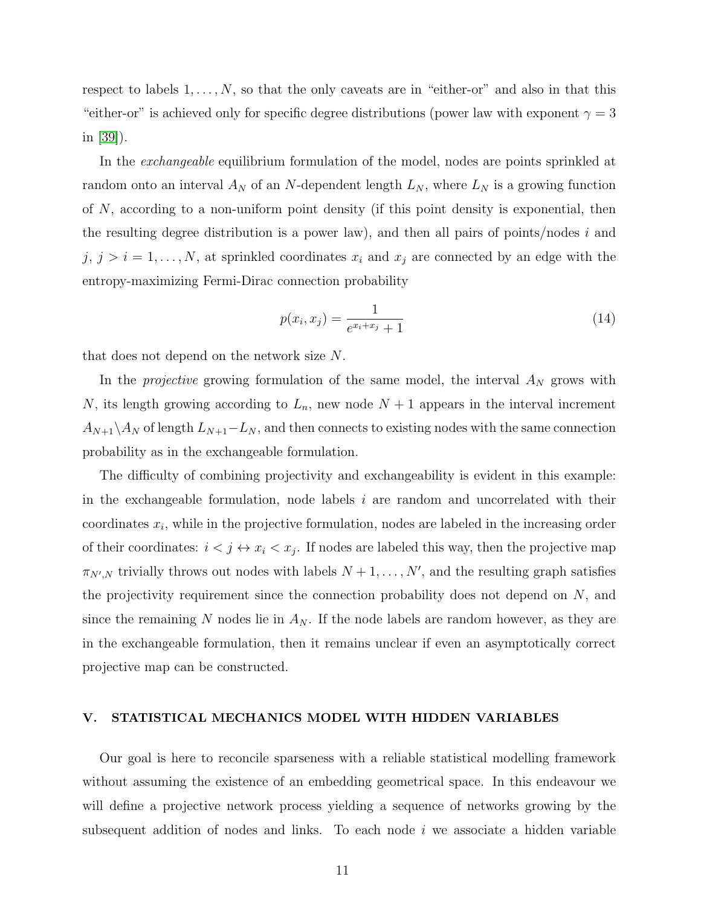respect to labels $1, \ldots, N$, so that the only caveats are in "either-or" and also in that this "either-or" is achieved only for specific degree distributions (power law with exponent $\gamma = 3$ in [39]).

In the *exchangeable* equilibrium formulation of the model, nodes are points sprinkled at random onto an interval $A_N$ of an $N$-dependent length $L_N$, where $L_N$ is a growing function of $N$, according to a non-uniform point density (if this point density is exponential, then the resulting degree distribution is a power law), and then all pairs of points/nodes $i$ and $j$, $j > i = 1, \ldots, N$, at sprinkled coordinates $x_i$ and $x_j$ are connected by an edge with the entropy-maximizing Fermi-Dirac connection probability

$$p(x_i, x_j) = \frac{1}{e^{x_i + x_j} + 1} \tag{14}$$

that does not depend on the network size $N$.

In the *projective* growing formulation of the same model, the interval $A_N$ grows with $N$, its length growing according to $L_n$, new node $N+1$ appears in the interval increment $A_{N+1} \backslash A_N$ of length $L_{N+1} - L_N$, and then connects to existing nodes with the same connection probability as in the exchangeable formulation.

The difficulty of combining projectivity and exchangeability is evident in this example: in the exchangeable formulation, node labels $i$ are random and uncorrelated with their coordinates $x_i$, while in the projective formulation, nodes are labeled in the increasing order of their coordinates: $i < j \leftrightarrow x_i < x_j$. If nodes are labeled this way, then the projective map $\pi_{N',N}$ trivially throws out nodes with labels $N+1, \ldots, N'$, and the resulting graph satisfies the projectivity requirement since the connection probability does not depend on $N$, and since the remaining $N$ nodes lie in $A_N$. If the node labels are random however, as they are in the exchangeable formulation, then it remains unclear if even an asymptotically correct projective map can be constructed.

## V. STATISTICAL MECHANICS MODEL WITH HIDDEN VARIABLES

Our goal is here to reconcile sparseness with a reliable statistical modelling framework without assuming the existence of an embedding geometrical space. In this endeavour we will define a projective network process yielding a sequence of networks growing by the subsequent addition of nodes and links. To each node $i$ we associate a hidden variable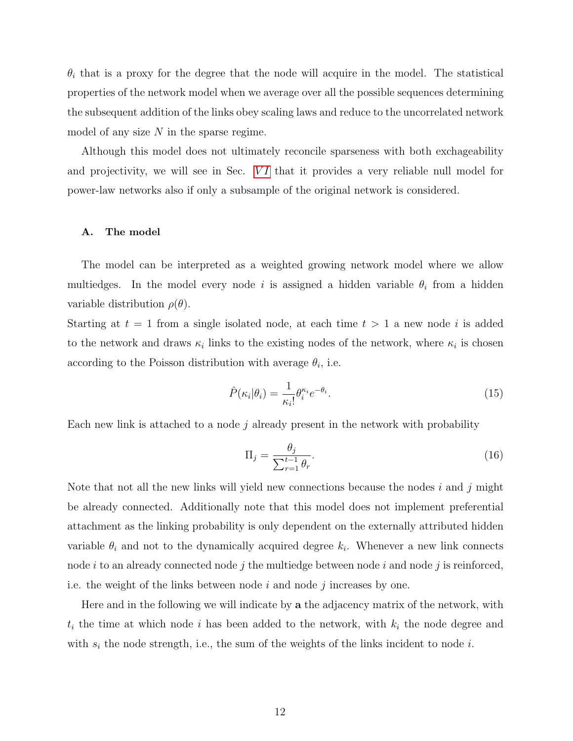$\theta_i$ that is a proxy for the degree that the node will acquire in the model. The statistical properties of the network model when we average over all the possible sequences determining the subsequent addition of the links obey scaling laws and reduce to the uncorrelated network model of any size $N$ in the sparse regime.

Although this model does not ultimately reconcile sparseness with both exchageability and projectivity, we will see in Sec. $VI$ that it provides a very reliable null model for power-law networks also if only a subsample of the original network is considered.

### A. The model

The model can be interpreted as a weighted growing network model where we allow multiedges. In the model every node $i$ is assigned a hidden variable $\theta_i$ from a hidden variable distribution $\rho(\theta)$.

Starting at $t = 1$ from a single isolated node, at each time $t > 1$ a new node $i$ is added to the network and draws $\kappa_i$ links to the existing nodes of the network, where $\kappa_i$ is chosen according to the Poisson distribution with average $\theta_i$, i.e.

$$\hat{P}(\kappa_i|\theta_i) = \frac{1}{\kappa_i!}\theta_i^{\kappa_i}e^{-\theta_i}. \tag{15}$$

Each new link is attached to a node $j$ already present in the network with probability

$$\Pi_j = \frac{\theta_j}{\sum_{r=1}^{t-1}\theta_r}. \tag{16}$$

Note that not all the new links will yield new connections because the nodes $i$ and $j$ might be already connected. Additionally note that this model does not implement preferential attachment as the linking probability is only dependent on the externally attributed hidden variable $\theta_i$ and not to the dynamically acquired degree $k_i$. Whenever a new link connects node $i$ to an already connected node $j$ the multiedge between node $i$ and node $j$ is reinforced, i.e. the weight of the links between node $i$ and node $j$ increases by one.

Here and in the following we will indicate by $\mathbf{a}$ the adjacency matrix of the network, with $t_i$ the time at which node $i$ has been added to the network, with $k_i$ the node degree and with $s_i$ the node strength, i.e., the sum of the weights of the links incident to node $i$.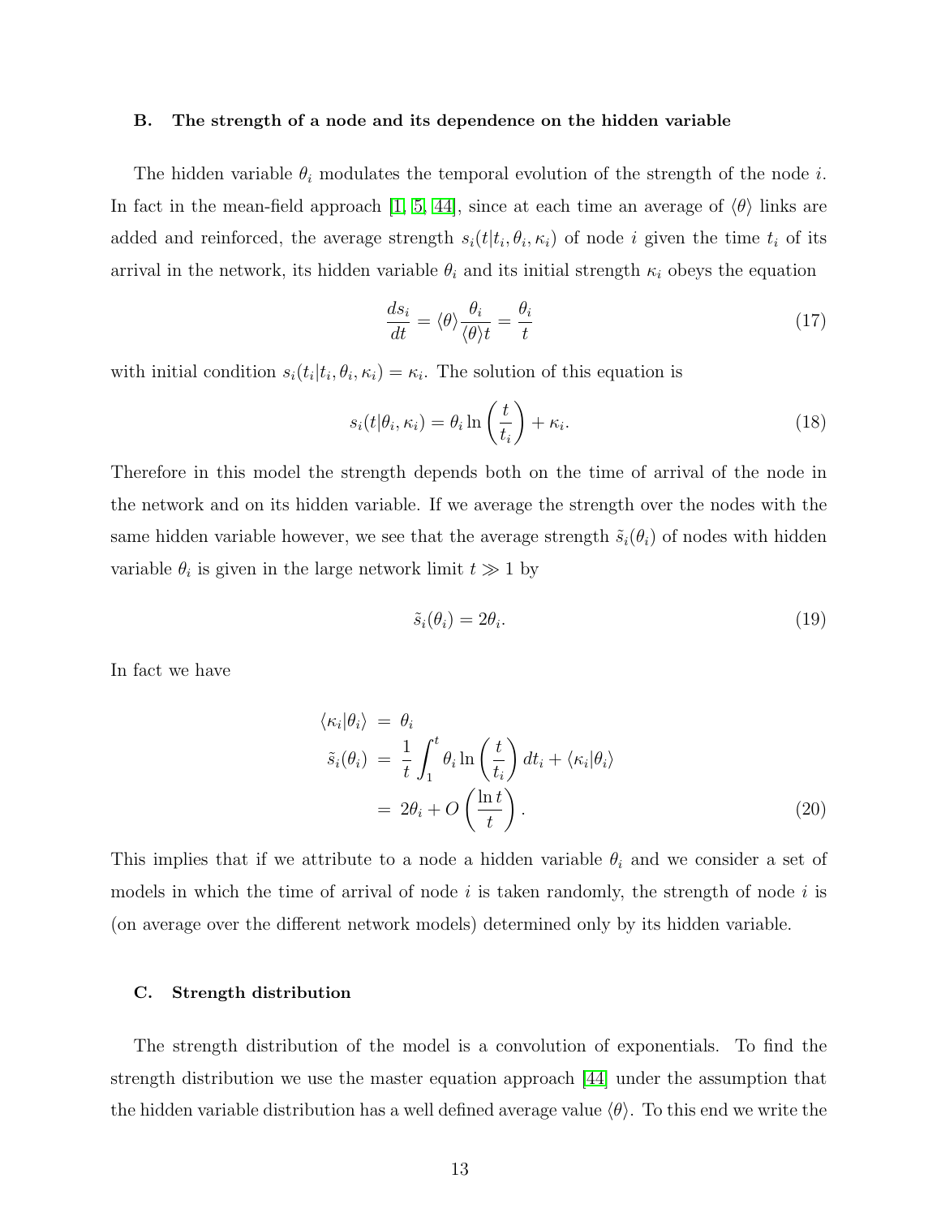### B. The strength of a node and its dependence on the hidden variable

The hidden variable $\theta_i$ modulates the temporal evolution of the strength of the node $i$. In fact in the mean-field approach [1, 5, 44], since at each time an average of $\langle\theta\rangle$ links are added and reinforced, the average strength $s_i(t|t_i, \theta_i, \kappa_i)$ of node $i$ given the time $t_i$ of its arrival in the network, its hidden variable $\theta_i$ and its initial strength $\kappa_i$ obeys the equation

$$\frac{ds_i}{dt} = \langle\theta\rangle\frac{\theta_i}{\langle\theta\rangle t} = \frac{\theta_i}{t} \tag{17}$$

with initial condition $s_i(t_i|t_i, \theta_i, \kappa_i) = \kappa_i$. The solution of this equation is

$$s_i(t|\theta_i, \kappa_i) = \theta_i \ln\left(\frac{t}{t_i}\right) + \kappa_i. \tag{18}$$

Therefore in this model the strength depends both on the time of arrival of the node in the network and on its hidden variable. If we average the strength over the nodes with the same hidden variable however, we see that the average strength $\tilde{s}_i(\theta_i)$ of nodes with hidden variable $\theta_i$ is given in the large network limit $t \gg 1$ by

$$\tilde{s}_i(\theta_i) = 2\theta_i. \tag{19}$$

In fact we have

$$\begin{aligned}
\langle\kappa_i|\theta_i\rangle &= \theta_i \\
\tilde{s}_i(\theta_i) &= \frac{1}{t}\int_1^t \theta_i \ln\left(\frac{t}{t_i}\right) dt_i + \langle\kappa_i|\theta_i\rangle \\
&= 2\theta_i + O\left(\frac{\ln t}{t}\right).
\end{aligned} \tag{20}$$

This implies that if we attribute to a node a hidden variable $\theta_i$ and we consider a set of models in which the time of arrival of node $i$ is taken randomly, the strength of node $i$ is (on average over the different network models) determined only by its hidden variable.

### C. Strength distribution

The strength distribution of the model is a convolution of exponentials. To find the strength distribution we use the master equation approach [44] under the assumption that the hidden variable distribution has a well defined average value $\langle\theta\rangle$. To this end we write the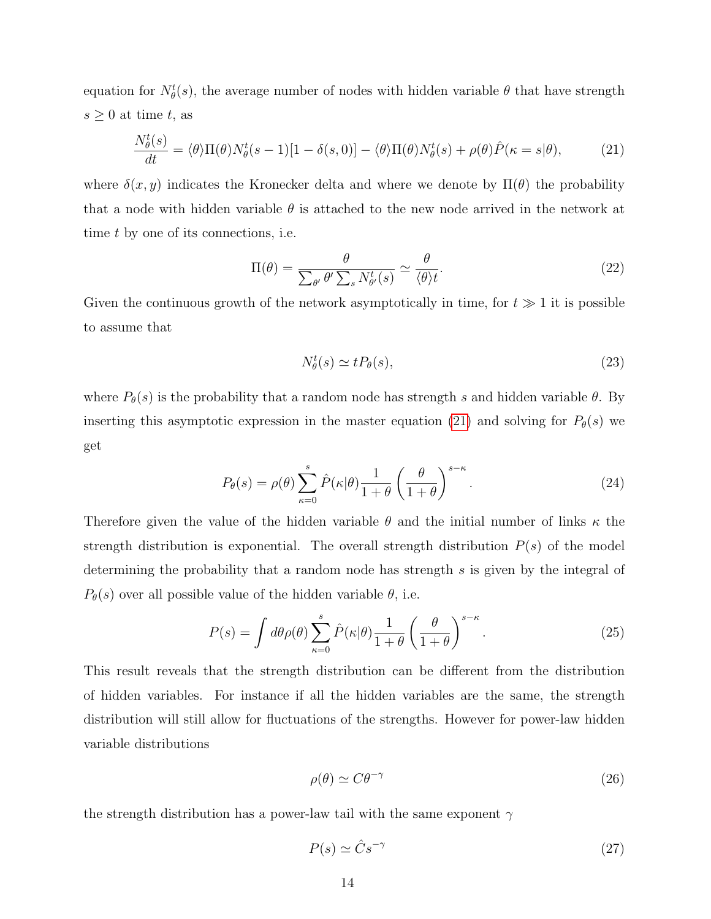equation for $N^t_\theta(s)$, the average number of nodes with hidden variable $\theta$ that have strength $s \geq 0$ at time $t$, as

$$\frac{N^t_\theta(s)}{dt} = \langle\theta\rangle\Pi(\theta)N^t_\theta(s-1)[1-\delta(s,0)] - \langle\theta\rangle\Pi(\theta)N^t_\theta(s) + \rho(\theta)\hat{P}(\kappa = s|\theta), \tag{21}$$

where $\delta(x, y)$ indicates the Kronecker delta and where we denote by $\Pi(\theta)$ the probability that a node with hidden variable $\theta$ is attached to the new node arrived in the network at time $t$ by one of its connections, i.e.

$$\Pi(\theta) = \frac{\theta}{\sum_{\theta'} \theta' \sum_s N^t_{\theta'}(s)} \simeq \frac{\theta}{\langle\theta\rangle t}. \tag{22}$$

Given the continuous growth of the network asymptotically in time, for $t \gg 1$ it is possible to assume that

$$N^t_\theta(s) \simeq tP_\theta(s), \tag{23}$$

where $P_\theta(s)$ is the probability that a random node has strength $s$ and hidden variable $\theta$. By inserting this asymptotic expression in the master equation (21) and solving for $P_\theta(s)$ we get

$$P_\theta(s) = \rho(\theta) \sum_{\kappa=0}^{s} \hat{P}(\kappa|\theta) \frac{1}{1+\theta} \left(\frac{\theta}{1+\theta}\right)^{s-\kappa}. \tag{24}$$

Therefore given the value of the hidden variable $\theta$ and the initial number of links $\kappa$ the strength distribution is exponential. The overall strength distribution $P(s)$ of the model determining the probability that a random node has strength $s$ is given by the integral of $P_\theta(s)$ over all possible value of the hidden variable $\theta$, i.e.

$$P(s) = \int d\theta \rho(\theta) \sum_{\kappa=0}^{s} \hat{P}(\kappa|\theta) \frac{1}{1+\theta} \left(\frac{\theta}{1+\theta}\right)^{s-\kappa}. \tag{25}$$

This result reveals that the strength distribution can be different from the distribution of hidden variables. For instance if all the hidden variables are the same, the strength distribution will still allow for fluctuations of the strengths. However for power-law hidden variable distributions

$$\rho(\theta) \simeq C\theta^{-\gamma} \tag{26}$$

the strength distribution has a power-law tail with the same exponent $\gamma$

$$P(s) \simeq \hat{C}s^{-\gamma} \tag{27}$$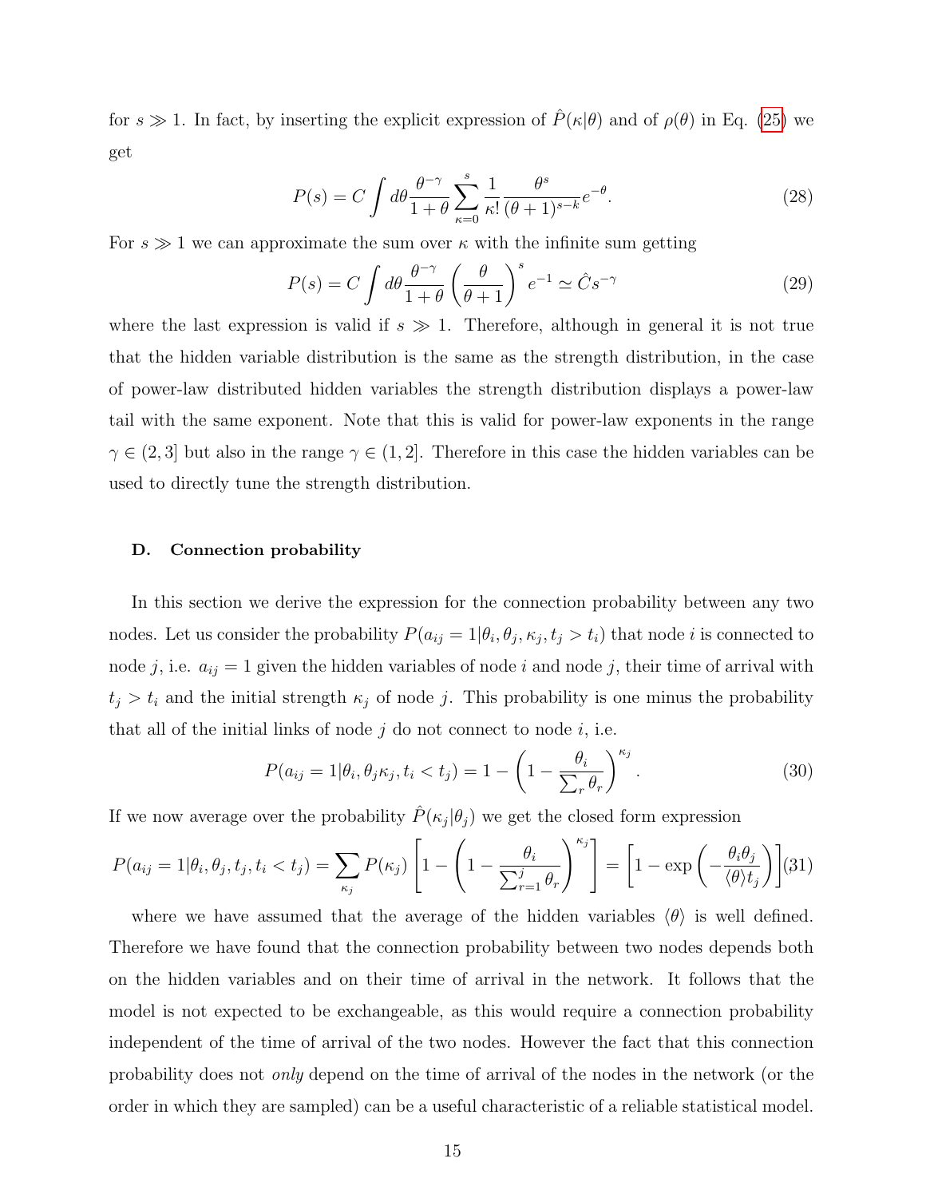for $s \gg 1$. In fact, by inserting the explicit expression of $\hat{P}(\kappa|\theta)$ and of $\rho(\theta)$ in Eq. (25) we get

$$P(s) = C \int d\theta \frac{\theta^{-\gamma}}{1+\theta} \sum_{\kappa=0}^{s} \frac{1}{\kappa!} \frac{\theta^s}{(\theta+1)^{s-k}} e^{-\theta}. \tag{28}$$

For $s \gg 1$ we can approximate the sum over $\kappa$ with the infinite sum getting

$$P(s) = C \int d\theta \frac{\theta^{-\gamma}}{1+\theta} \left(\frac{\theta}{\theta+1}\right)^s e^{-1} \simeq \hat{C} s^{-\gamma} \tag{29}$$

where the last expression is valid if $s \gg 1$. Therefore, although in general it is not true that the hidden variable distribution is the same as the strength distribution, in the case of power-law distributed hidden variables the strength distribution displays a power-law tail with the same exponent. Note that this is valid for power-law exponents in the range $\gamma \in (2, 3]$ but also in the range $\gamma \in (1, 2]$. Therefore in this case the hidden variables can be used to directly tune the strength distribution.

### D. Connection probability

In this section we derive the expression for the connection probability between any two nodes. Let us consider the probability $P(a_{ij} = 1|\theta_i, \theta_j, \kappa_j, t_j > t_i)$ that node $i$ is connected to node $j$, i.e. $a_{ij} = 1$ given the hidden variables of node $i$ and node $j$, their time of arrival with $t_j > t_i$ and the initial strength $\kappa_j$ of node $j$. This probability is one minus the probability that all of the initial links of node $j$ do not connect to node $i$, i.e.

$$P(a_{ij} = 1|\theta_i, \theta_j \kappa_j, t_i < t_j) = 1 - \left(1 - \frac{\theta_i}{\sum_r \theta_r}\right)^{\kappa_j}. \tag{30}$$

If we now average over the probability $\hat{P}(\kappa_j|\theta_j)$ we get the closed form expression

$$P(a_{ij} = 1|\theta_i, \theta_j, t_j, t_i < t_j) = \sum_{\kappa_j} P(\kappa_j) \left[1 - \left(1 - \frac{\theta_i}{\sum_{r=1}^{j} \theta_r}\right)^{\kappa_j}\right] = \left[1 - \exp\left(-\frac{\theta_i \theta_j}{\langle\theta\rangle t_j}\right)\right] \tag{31}$$

where we have assumed that the average of the hidden variables $\langle\theta\rangle$ is well defined. Therefore we have found that the connection probability between two nodes depends both on the hidden variables and on their time of arrival in the network. It follows that the model is not expected to be exchangeable, as this would require a connection probability independent of the time of arrival of the two nodes. However the fact that this connection probability does not *only* depend on the time of arrival of the nodes in the network (or the order in which they are sampled) can be a useful characteristic of a reliable statistical model.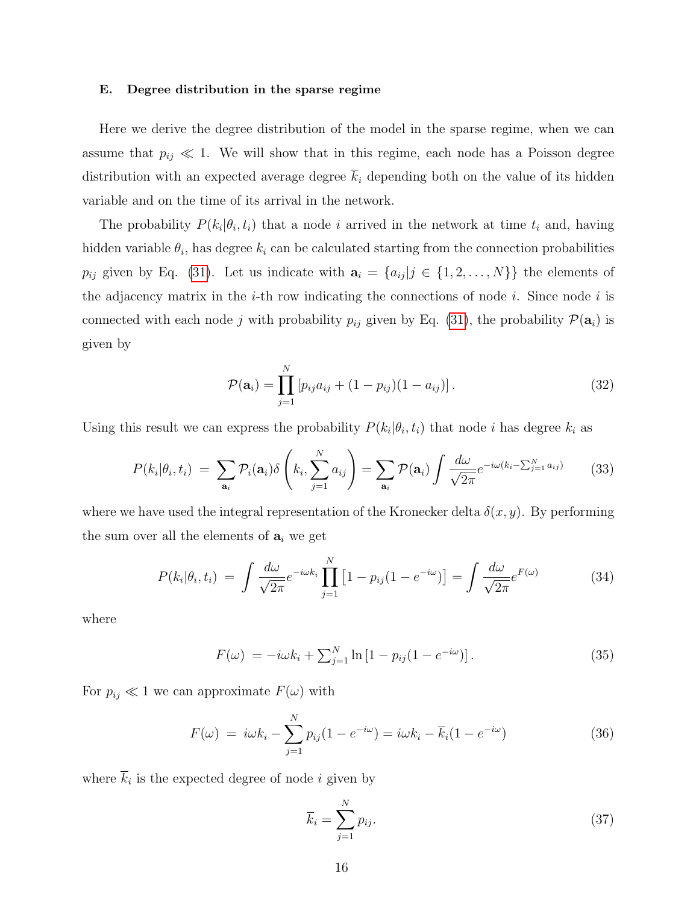### E. Degree distribution in the sparse regime

Here we derive the degree distribution of the model in the sparse regime, when we can assume that $p_{ij} \ll 1$. We will show that in this regime, each node has a Poisson degree distribution with an expected average degree $\overline{k}_i$ depending both on the value of its hidden variable and on the time of its arrival in the network.

The probability $P(k_i|\theta_i, t_i)$ that a node $i$ arrived in the network at time $t_i$ and, having hidden variable $\theta_i$, has degree $k_i$ can be calculated starting from the connection probabilities $p_{ij}$ given by Eq. (31). Let us indicate with $\mathbf{a}_i = \{a_{ij} | j \in \{1, 2, \ldots, N\}\}$ the elements of the adjacency matrix in the $i$-th row indicating the connections of node $i$. Since node $i$ is connected with each node $j$ with probability $p_{ij}$ given by Eq. (31), the probability $\mathcal{P}(\mathbf{a}_i)$ is given by

$$\mathcal{P}(\mathbf{a}_i) = \prod_{j=1}^{N} \left[p_{ij} a_{ij} + (1 - p_{ij})(1 - a_{ij})\right]. \tag{32}$$

Using this result we can express the probability $P(k_i|\theta_i, t_i)$ that node $i$ has degree $k_i$ as

$$P(k_i|\theta_i, t_i) = \sum_{\mathbf{a}_i} \mathcal{P}_i(\mathbf{a}_i) \delta\left(k_i, \sum_{j=1}^{N} a_{ij}\right) = \sum_{\mathbf{a}_i} \mathcal{P}(\mathbf{a}_i) \int \frac{d\omega}{\sqrt{2\pi}} e^{-i\omega(k_i - \sum_{j=1}^{N} a_{ij})} \tag{33}$$

where we have used the integral representation of the Kronecker delta $\delta(x, y)$. By performing the sum over all the elements of $\mathbf{a}_i$ we get

$$P(k_i|\theta_i, t_i) = \int \frac{d\omega}{\sqrt{2\pi}} e^{-i\omega k_i} \prod_{j=1}^{N} \left[1 - p_{ij}(1 - e^{-i\omega})\right] = \int \frac{d\omega}{\sqrt{2\pi}} e^{F(\omega)} \tag{34}$$

where

$$F(\omega) = -i\omega k_i + \textstyle\sum_{j=1}^{N} \ln\left[1 - p_{ij}(1 - e^{-i\omega})\right]. \tag{35}$$

For $p_{ij} \ll 1$ we can approximate $F(\omega)$ with

$$F(\omega) = i\omega k_i - \sum_{j=1}^{N} p_{ij}(1 - e^{-i\omega}) = i\omega k_i - \overline{k}_i(1 - e^{-i\omega}) \tag{36}$$

where $\overline{k}_i$ is the expected degree of node $i$ given by

$$\overline{k}_i = \sum_{j=1}^{N} p_{ij}. \tag{37}$$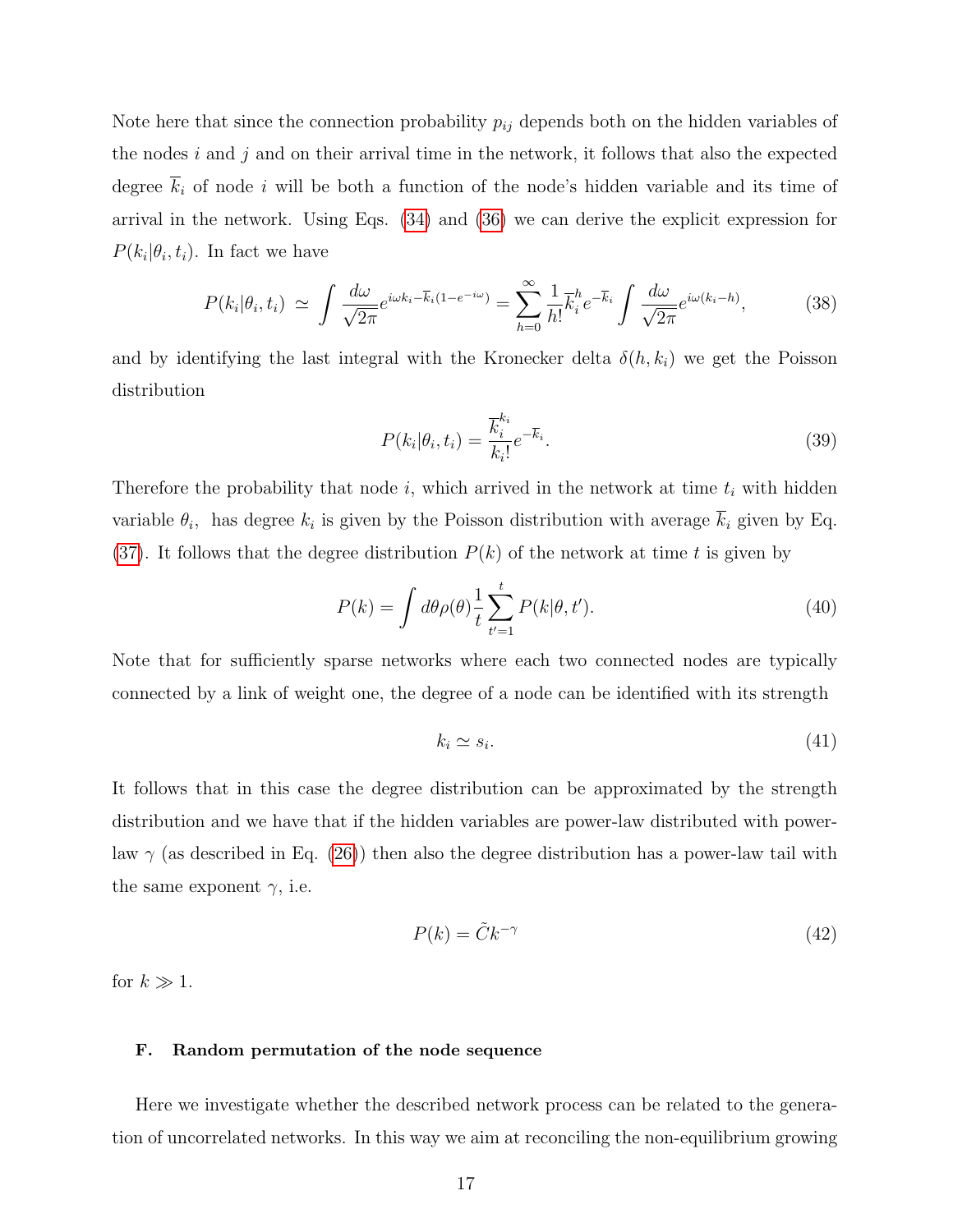Note here that since the connection probability $p_{ij}$ depends both on the hidden variables of the nodes $i$ and $j$ and on their arrival time in the network, it follows that also the expected degree $\overline{k}_i$ of node $i$ will be both a function of the node's hidden variable and its time of arrival in the network. Using Eqs. (34) and (36) we can derive the explicit expression for $P(k_i|\theta_i, t_i)$. In fact we have

$$P(k_i|\theta_i, t_i) \simeq \int \frac{d\omega}{\sqrt{2\pi}} e^{i\omega k_i - \overline{k}_i(1-e^{-i\omega})} = \sum_{h=0}^{\infty} \frac{1}{h!} \overline{k}_i^h e^{-\overline{k}_i} \int \frac{d\omega}{\sqrt{2\pi}} e^{i\omega(k_i - h)}, \tag{38}$$

and by identifying the last integral with the Kronecker delta $\delta(h, k_i)$ we get the Poisson distribution

$$P(k_i|\theta_i, t_i) = \frac{\overline{k}_i^{k_i}}{k_i!} e^{-\overline{k}_i}. \tag{39}$$

Therefore the probability that node $i$, which arrived in the network at time $t_i$ with hidden variable $\theta_i$, has degree $k_i$ is given by the Poisson distribution with average $\overline{k}_i$ given by Eq. (37). It follows that the degree distribution $P(k)$ of the network at time $t$ is given by

$$P(k) = \int d\theta \rho(\theta) \frac{1}{t} \sum_{t'=1}^{t} P(k|\theta, t'). \tag{40}$$

Note that for sufficiently sparse networks where each two connected nodes are typically connected by a link of weight one, the degree of a node can be identified with its strength

$$k_i \simeq s_i. \tag{41}$$

It follows that in this case the degree distribution can be approximated by the strength distribution and we have that if the hidden variables are power-law distributed with power-law $\gamma$ (as described in Eq. (26)) then also the degree distribution has a power-law tail with the same exponent $\gamma$, i.e.

$$P(k) = \tilde{C} k^{-\gamma} \tag{42}$$

for $k \gg 1$.

### F. Random permutation of the node sequence

Here we investigate whether the described network process can be related to the generation of uncorrelated networks. In this way we aim at reconciling the non-equilibrium growing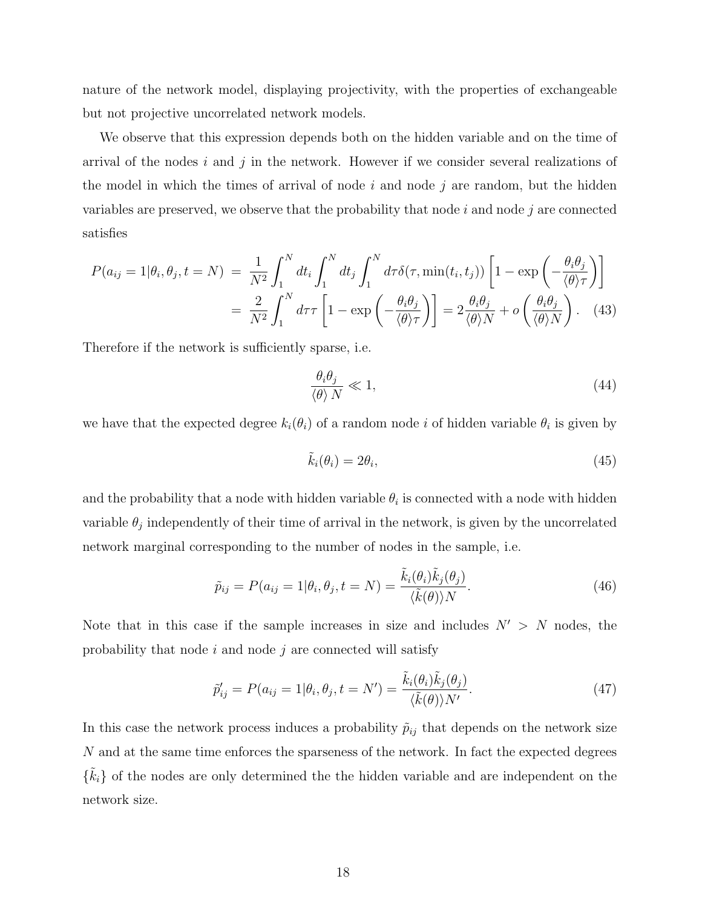nature of the network model, displaying projectivity, with the properties of exchangeable but not projective uncorrelated network models.

We observe that this expression depends both on the hidden variable and on the time of arrival of the nodes $i$ and $j$ in the network. However if we consider several realizations of the model in which the times of arrival of node $i$ and node $j$ are random, but the hidden variables are preserved, we observe that the probability that node $i$ and node $j$ are connected satisfies

$$
\begin{aligned}
P(a_{ij}=1|\theta_i,\theta_j,t=N) &= \frac{1}{N^2}\int_1^N dt_i \int_1^N dt_j \int_1^N d\tau \delta(\tau,\min(t_i,t_j))\left[1-\exp\left(-\frac{\theta_i\theta_j}{\langle\theta\rangle\tau}\right)\right] \\
&= \frac{2}{N^2}\int_1^N d\tau\tau\left[1-\exp\left(-\frac{\theta_i\theta_j}{\langle\theta\rangle\tau}\right)\right] = 2\frac{\theta_i\theta_j}{\langle\theta\rangle N}+o\left(\frac{\theta_i\theta_j}{\langle\theta\rangle N}\right). \quad (43)
\end{aligned}
$$

Therefore if the network is sufficiently sparse, i.e.

$$
\frac{\theta_i\theta_j}{\langle\theta\rangle N} \ll 1, \quad (44)
$$

we have that the expected degree $k_i(\theta_i)$ of a random node $i$ of hidden variable $\theta_i$ is given by

$$
\tilde{k}_i(\theta_i) = 2\theta_i, \quad (45)
$$

and the probability that a node with hidden variable $\theta_i$ is connected with a node with hidden variable $\theta_j$ independently of their time of arrival in the network, is given by the uncorrelated network marginal corresponding to the number of nodes in the sample, i.e.

$$
\tilde{p}_{ij} = P(a_{ij}=1|\theta_i,\theta_j,t=N) = \frac{\tilde{k}_i(\theta_i)\tilde{k}_j(\theta_j)}{\langle\tilde{k}(\theta)\rangle N}. \quad (46)
$$

Note that in this case if the sample increases in size and includes $N' > N$ nodes, the probability that node $i$ and node $j$ are connected will satisfy

$$
\tilde{p}'_{ij} = P(a_{ij}=1|\theta_i,\theta_j,t=N') = \frac{\tilde{k}_i(\theta_i)\tilde{k}_j(\theta_j)}{\langle\tilde{k}(\theta)\rangle N'}. \quad (47)
$$

In this case the network process induces a probability $\tilde{p}_{ij}$ that depends on the network size $N$ and at the same time enforces the sparseness of the network. In fact the expected degrees $\{\tilde{k}_i\}$ of the nodes are only determined the the hidden variable and are independent on the network size.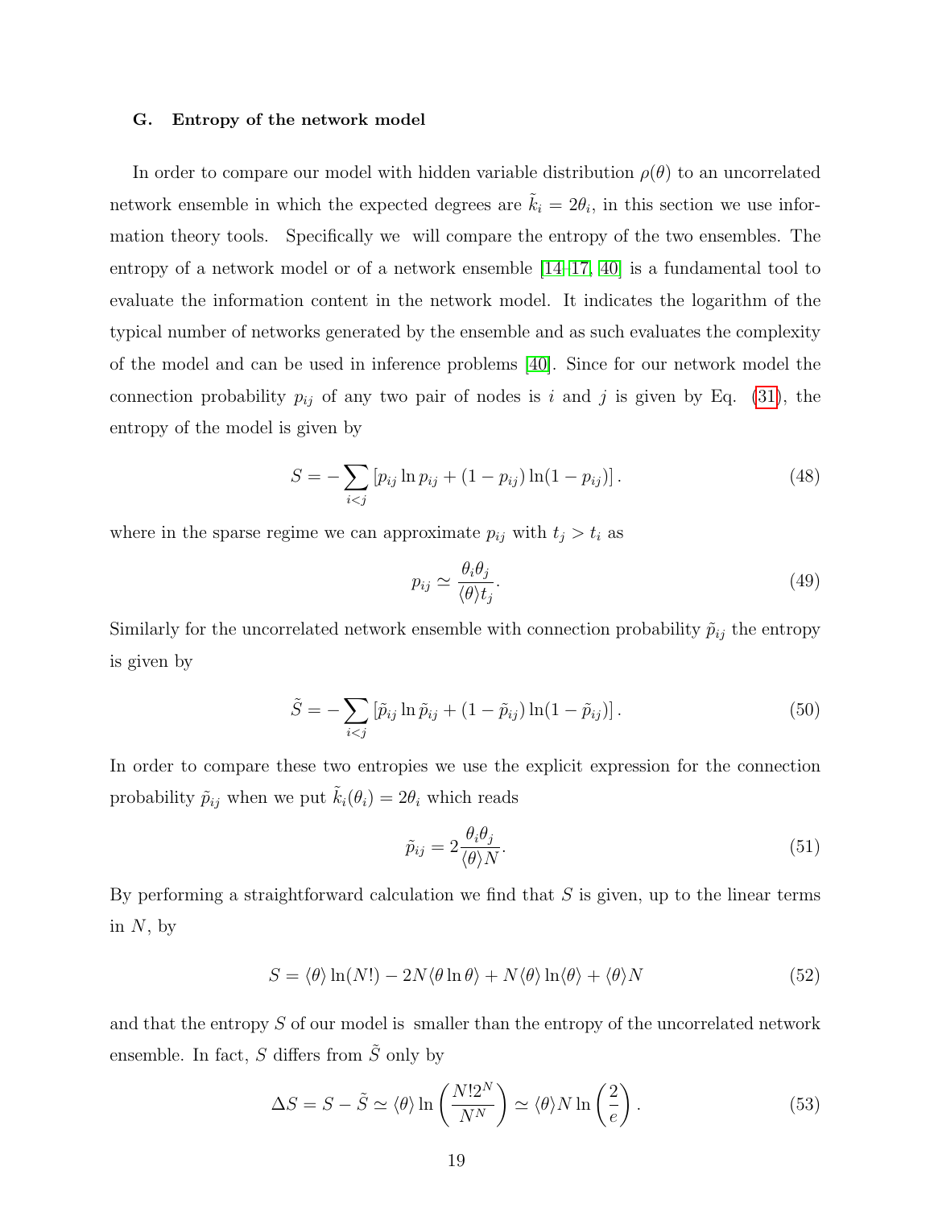### G. Entropy of the network model

In order to compare our model with hidden variable distribution $\rho(\theta)$ to an uncorrelated network ensemble in which the expected degrees are $\tilde{k}_i = 2\theta_i$, in this section we use information theory tools. Specifically we will compare the entropy of the two ensembles. The entropy of a network model or of a network ensemble [14–17, 40] is a fundamental tool to evaluate the information content in the network model. It indicates the logarithm of the typical number of networks generated by the ensemble and as such evaluates the complexity of the model and can be used in inference problems [40]. Since for our network model the connection probability $p_{ij}$ of any two pair of nodes is $i$ and $j$ is given by Eq. (31), the entropy of the model is given by

$$S = -\sum_{i<j} \left[p_{ij} \ln p_{ij} + (1 - p_{ij}) \ln(1 - p_{ij})\right]. \tag{48}$$

where in the sparse regime we can approximate $p_{ij}$ with $t_j > t_i$ as

$$p_{ij} \simeq \frac{\theta_i \theta_j}{\langle\theta\rangle t_j}. \tag{49}$$

Similarly for the uncorrelated network ensemble with connection probability $\tilde{p}_{ij}$ the entropy is given by

$$\tilde{S} = -\sum_{i<j} \left[\tilde{p}_{ij} \ln \tilde{p}_{ij} + (1 - \tilde{p}_{ij}) \ln(1 - \tilde{p}_{ij})\right]. \tag{50}$$

In order to compare these two entropies we use the explicit expression for the connection probability $\tilde{p}_{ij}$ when we put $\tilde{k}_i(\theta_i) = 2\theta_i$ which reads

$$\tilde{p}_{ij} = 2\frac{\theta_i \theta_j}{\langle\theta\rangle N}. \tag{51}$$

By performing a straightforward calculation we find that $S$ is given, up to the linear terms in $N$, by

$$S = \langle\theta\rangle \ln(N!) - 2N\langle\theta \ln \theta\rangle + N\langle\theta\rangle \ln\langle\theta\rangle + \langle\theta\rangle N \tag{52}$$

and that the entropy $S$ of our model is smaller than the entropy of the uncorrelated network ensemble. In fact, $S$ differs from $\tilde{S}$ only by

$$\Delta S = S - \tilde{S} \simeq \langle\theta\rangle \ln\left(\frac{N!2^N}{N^N}\right) \simeq \langle\theta\rangle N \ln\left(\frac{2}{e}\right). \tag{53}$$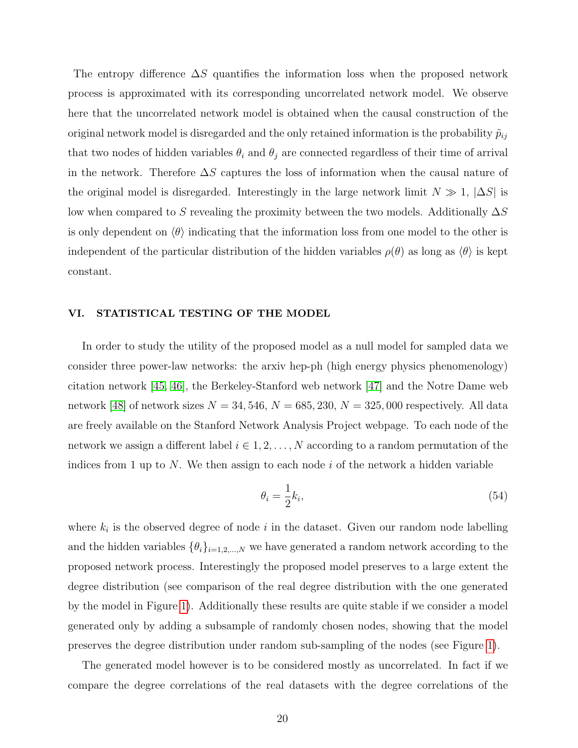The entropy difference $\Delta S$ quantifies the information loss when the proposed network process is approximated with its corresponding uncorrelated network model. We observe here that the uncorrelated network model is obtained when the causal construction of the original network model is disregarded and the only retained information is the probability $\tilde{p}_{ij}$ that two nodes of hidden variables $\theta_i$ and $\theta_j$ are connected regardless of their time of arrival in the network. Therefore $\Delta S$ captures the loss of information when the causal nature of the original model is disregarded. Interestingly in the large network limit $N \gg 1$, $|\Delta S|$ is low when compared to $S$ revealing the proximity between the two models. Additionally $\Delta S$ is only dependent on $\langle \theta \rangle$ indicating that the information loss from one model to the other is independent of the particular distribution of the hidden variables $\rho(\theta)$ as long as $\langle \theta \rangle$ is kept constant.

## VI. STATISTICAL TESTING OF THE MODEL

In order to study the utility of the proposed model as a null model for sampled data we consider three power-law networks: the arxiv hep-ph (high energy physics phenomenology) citation network [45, 46], the Berkeley-Stanford web network [47] and the Notre Dame web network [48] of network sizes $N = 34,546$, $N = 685,230$, $N = 325,000$ respectively. All data are freely available on the Stanford Network Analysis Project webpage. To each node of the network we assign a different label $i \in 1, 2, \ldots, N$ according to a random permutation of the indices from 1 up to $N$. We then assign to each node $i$ of the network a hidden variable

$$\theta_i = \frac{1}{2} k_i, \tag{54}$$

where $k_i$ is the observed degree of node $i$ in the dataset. Given our random node labelling and the hidden variables $\{\theta_i\}_{i=1,2,\ldots,N}$ we have generated a random network according to the proposed network process. Interestingly the proposed model preserves to a large extent the degree distribution (see comparison of the real degree distribution with the one generated by the model in Figure 1). Additionally these results are quite stable if we consider a model generated only by adding a subsample of randomly chosen nodes, showing that the model preserves the degree distribution under random sub-sampling of the nodes (see Figure 1).

The generated model however is to be considered mostly as uncorrelated. In fact if we compare the degree correlations of the real datasets with the degree correlations of the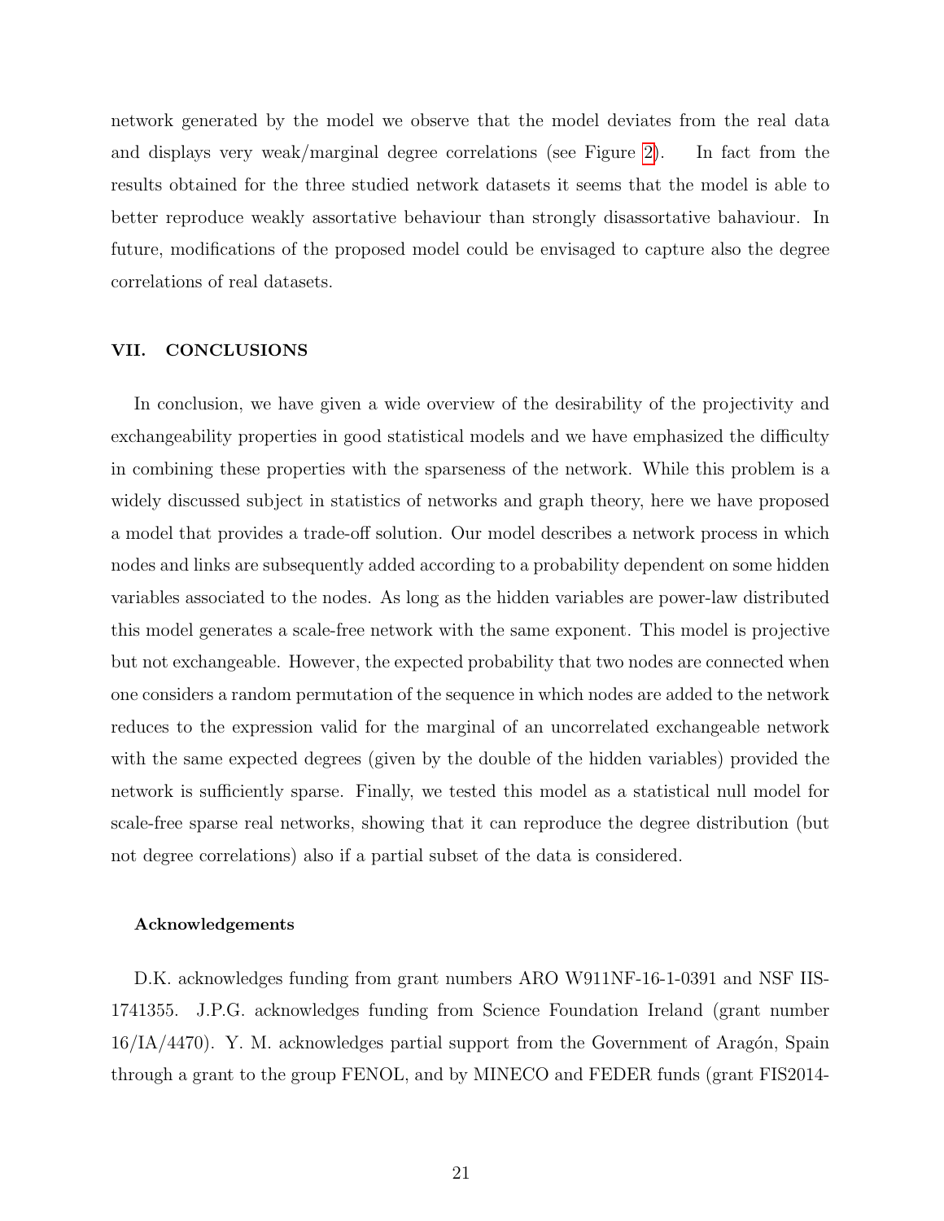network generated by the model we observe that the model deviates from the real data and displays very weak/marginal degree correlations (see Figure 2). In fact from the results obtained for the three studied network datasets it seems that the model is able to better reproduce weakly assortative behaviour than strongly disassortative bahaviour. In future, modifications of the proposed model could be envisaged to capture also the degree correlations of real datasets.

## VII. CONCLUSIONS

In conclusion, we have given a wide overview of the desirability of the projectivity and exchangeability properties in good statistical models and we have emphasized the difficulty in combining these properties with the sparseness of the network. While this problem is a widely discussed subject in statistics of networks and graph theory, here we have proposed a model that provides a trade-off solution. Our model describes a network process in which nodes and links are subsequently added according to a probability dependent on some hidden variables associated to the nodes. As long as the hidden variables are power-law distributed this model generates a scale-free network with the same exponent. This model is projective but not exchangeable. However, the expected probability that two nodes are connected when one considers a random permutation of the sequence in which nodes are added to the network reduces to the expression valid for the marginal of an uncorrelated exchangeable network with the same expected degrees (given by the double of the hidden variables) provided the network is sufficiently sparse. Finally, we tested this model as a statistical null model for scale-free sparse real networks, showing that it can reproduce the degree distribution (but not degree correlations) also if a partial subset of the data is considered.

#### Acknowledgements

D.K. acknowledges funding from grant numbers ARO W911NF-16-1-0391 and NSF IIS-1741355. J.P.G. acknowledges funding from Science Foundation Ireland (grant number 16/IA/4470). Y. M. acknowledges partial support from the Government of Aragón, Spain through a grant to the group FENOL, and by MINECO and FEDER funds (grant FIS2014-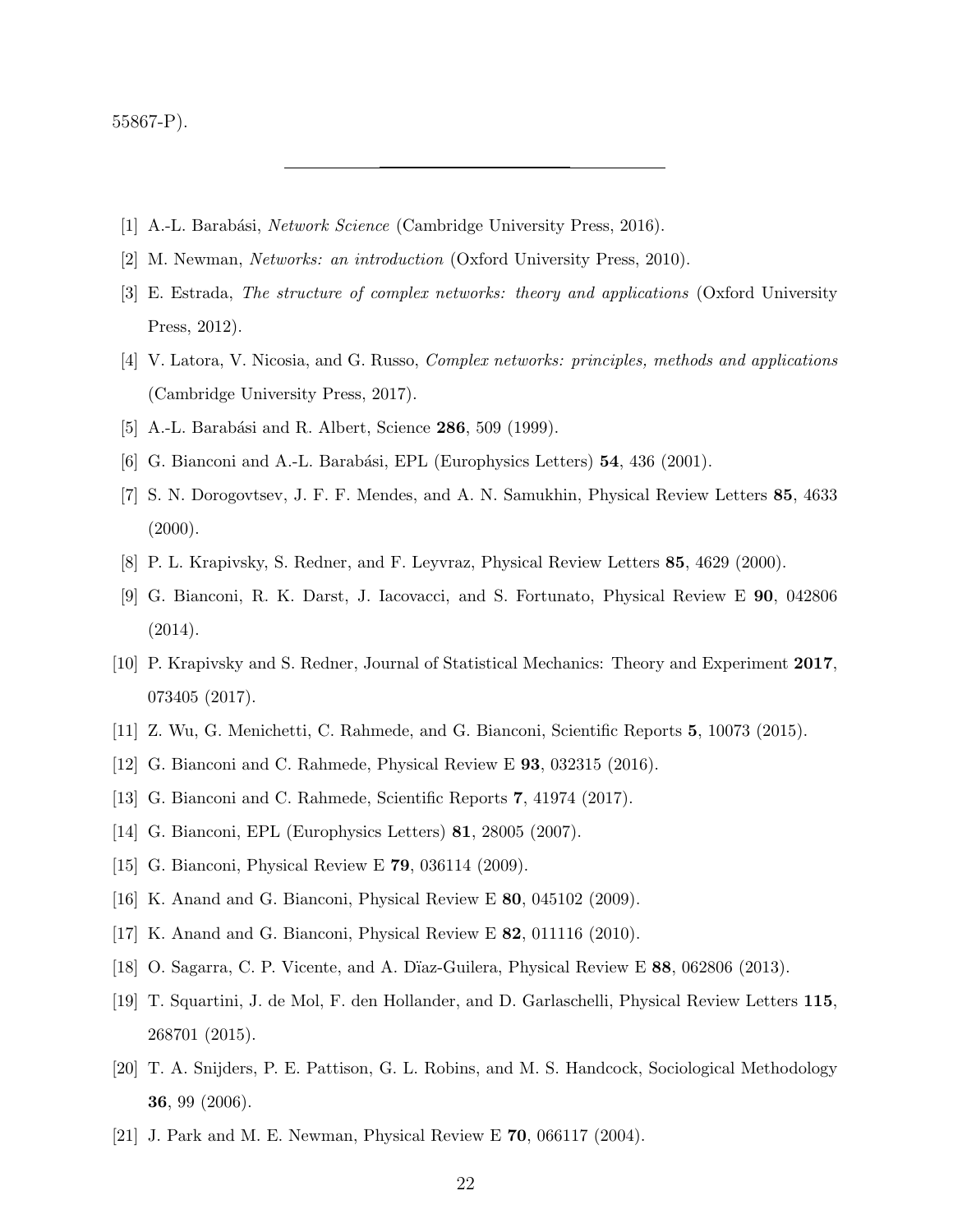55867-P).

---

[1] A.-L. Barabási, *Network Science* (Cambridge University Press, 2016).

[2] M. Newman, *Networks: an introduction* (Oxford University Press, 2010).

[3] E. Estrada, *The structure of complex networks: theory and applications* (Oxford University Press, 2012).

[4] V. Latora, V. Nicosia, and G. Russo, *Complex networks: principles, methods and applications* (Cambridge University Press, 2017).

[5] A.-L. Barabási and R. Albert, Science **286**, 509 (1999).

[6] G. Bianconi and A.-L. Barabási, EPL (Europhysics Letters) **54**, 436 (2001).

[7] S. N. Dorogovtsev, J. F. F. Mendes, and A. N. Samukhin, Physical Review Letters **85**, 4633 (2000).

[8] P. L. Krapivsky, S. Redner, and F. Leyvraz, Physical Review Letters **85**, 4629 (2000).

[9] G. Bianconi, R. K. Darst, J. Iacovacci, and S. Fortunato, Physical Review E **90**, 042806 (2014).

[10] P. Krapivsky and S. Redner, Journal of Statistical Mechanics: Theory and Experiment **2017**, 073405 (2017).

[11] Z. Wu, G. Menichetti, C. Rahmede, and G. Bianconi, Scientific Reports **5**, 10073 (2015).

[12] G. Bianconi and C. Rahmede, Physical Review E **93**, 032315 (2016).

[13] G. Bianconi and C. Rahmede, Scientific Reports **7**, 41974 (2017).

[14] G. Bianconi, EPL (Europhysics Letters) **81**, 28005 (2007).

[15] G. Bianconi, Physical Review E **79**, 036114 (2009).

[16] K. Anand and G. Bianconi, Physical Review E **80**, 045102 (2009).

[17] K. Anand and G. Bianconi, Physical Review E **82**, 011116 (2010).

[18] O. Sagarra, C. P. Vicente, and A. Dïaz-Guilera, Physical Review E **88**, 062806 (2013).

[19] T. Squartini, J. de Mol, F. den Hollander, and D. Garlaschelli, Physical Review Letters **115**, 268701 (2015).

[20] T. A. Snijders, P. E. Pattison, G. L. Robins, and M. S. Handcock, Sociological Methodology **36**, 99 (2006).

[21] J. Park and M. E. Newman, Physical Review E **70**, 066117 (2004).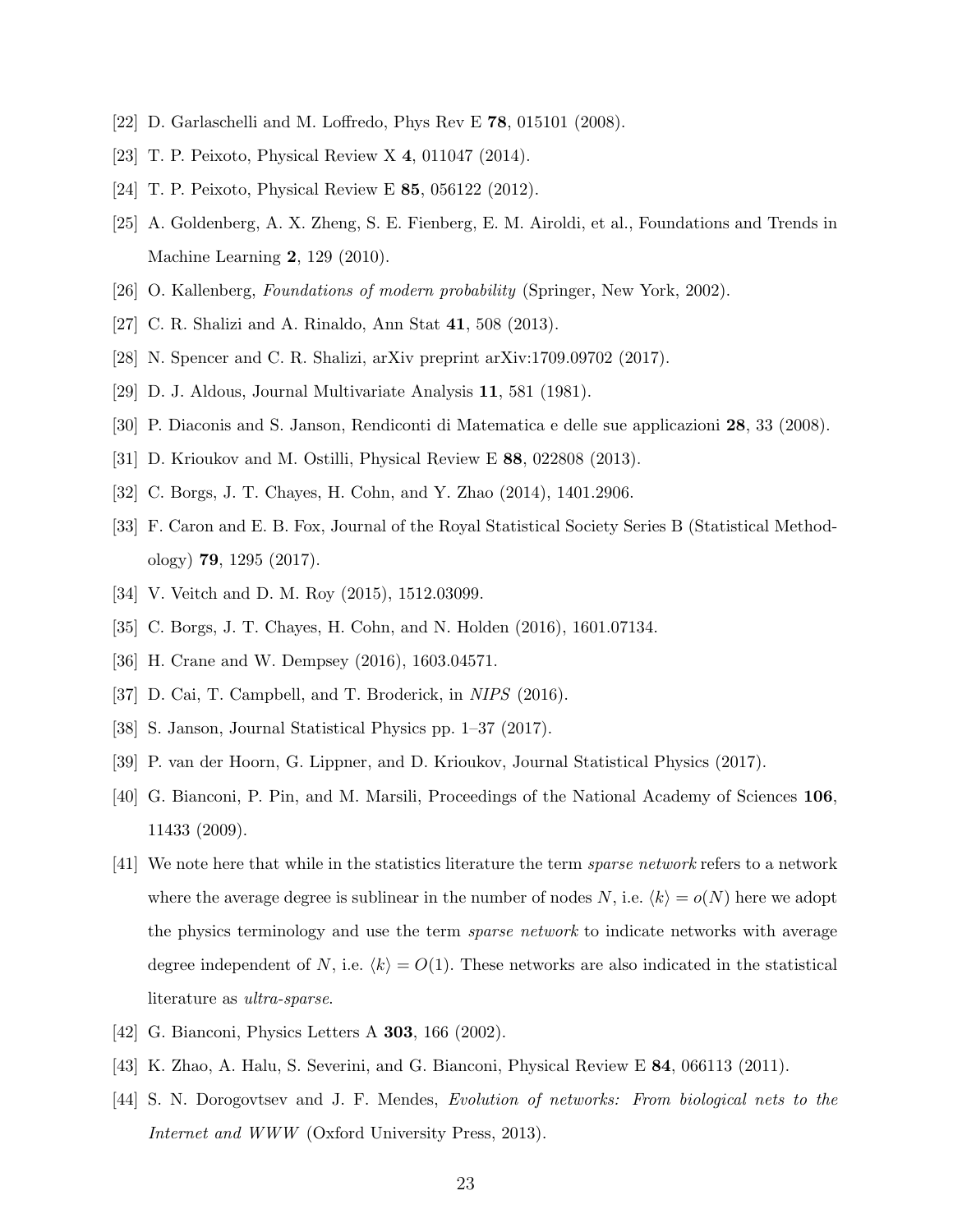[22] D. Garlaschelli and M. Loffredo, Phys Rev E **78**, 015101 (2008).

[23] T. P. Peixoto, Physical Review X **4**, 011047 (2014).

[24] T. P. Peixoto, Physical Review E **85**, 056122 (2012).

[25] A. Goldenberg, A. X. Zheng, S. E. Fienberg, E. M. Airoldi, et al., Foundations and Trends in Machine Learning **2**, 129 (2010).

[26] O. Kallenberg, *Foundations of modern probability* (Springer, New York, 2002).

[27] C. R. Shalizi and A. Rinaldo, Ann Stat **41**, 508 (2013).

[28] N. Spencer and C. R. Shalizi, arXiv preprint arXiv:1709.09702 (2017).

[29] D. J. Aldous, Journal Multivariate Analysis **11**, 581 (1981).

[30] P. Diaconis and S. Janson, Rendiconti di Matematica e delle sue applicazioni **28**, 33 (2008).

[31] D. Krioukov and M. Ostilli, Physical Review E **88**, 022808 (2013).

[32] C. Borgs, J. T. Chayes, H. Cohn, and Y. Zhao (2014), 1401.2906.

[33] F. Caron and E. B. Fox, Journal of the Royal Statistical Society Series B (Statistical Methodology) **79**, 1295 (2017).

[34] V. Veitch and D. M. Roy (2015), 1512.03099.

[35] C. Borgs, J. T. Chayes, H. Cohn, and N. Holden (2016), 1601.07134.

[36] H. Crane and W. Dempsey (2016), 1603.04571.

[37] D. Cai, T. Campbell, and T. Broderick, in *NIPS* (2016).

[38] S. Janson, Journal Statistical Physics pp. 1–37 (2017).

[39] P. van der Hoorn, G. Lippner, and D. Krioukov, Journal Statistical Physics (2017).

[40] G. Bianconi, P. Pin, and M. Marsili, Proceedings of the National Academy of Sciences **106**, 11433 (2009).

[41] We note here that while in the statistics literature the term *sparse network* refers to a network where the average degree is sublinear in the number of nodes $N$, i.e. $\langle k \rangle = o(N)$ here we adopt the physics terminology and use the term *sparse network* to indicate networks with average degree independent of $N$, i.e. $\langle k \rangle = O(1)$. These networks are also indicated in the statistical literature as *ultra-sparse*.

[42] G. Bianconi, Physics Letters A **303**, 166 (2002).

[43] K. Zhao, A. Halu, S. Severini, and G. Bianconi, Physical Review E **84**, 066113 (2011).

[44] S. N. Dorogovtsev and J. F. Mendes, *Evolution of networks: From biological nets to the Internet and WWW* (Oxford University Press, 2013).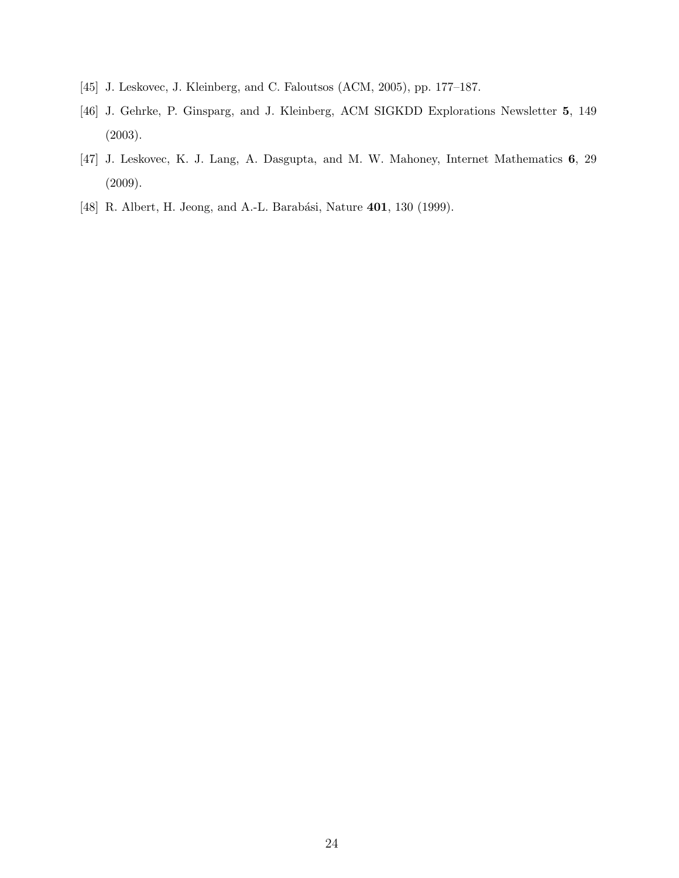[45] J. Leskovec, J. Kleinberg, and C. Faloutsos (ACM, 2005), pp. 177–187.

[46] J. Gehrke, P. Ginsparg, and J. Kleinberg, ACM SIGKDD Explorations Newsletter **5**, 149 (2003).

[47] J. Leskovec, K. J. Lang, A. Dasgupta, and M. W. Mahoney, Internet Mathematics **6**, 29 (2009).

[48] R. Albert, H. Jeong, and A.-L. Barabási, Nature **401**, 130 (1999).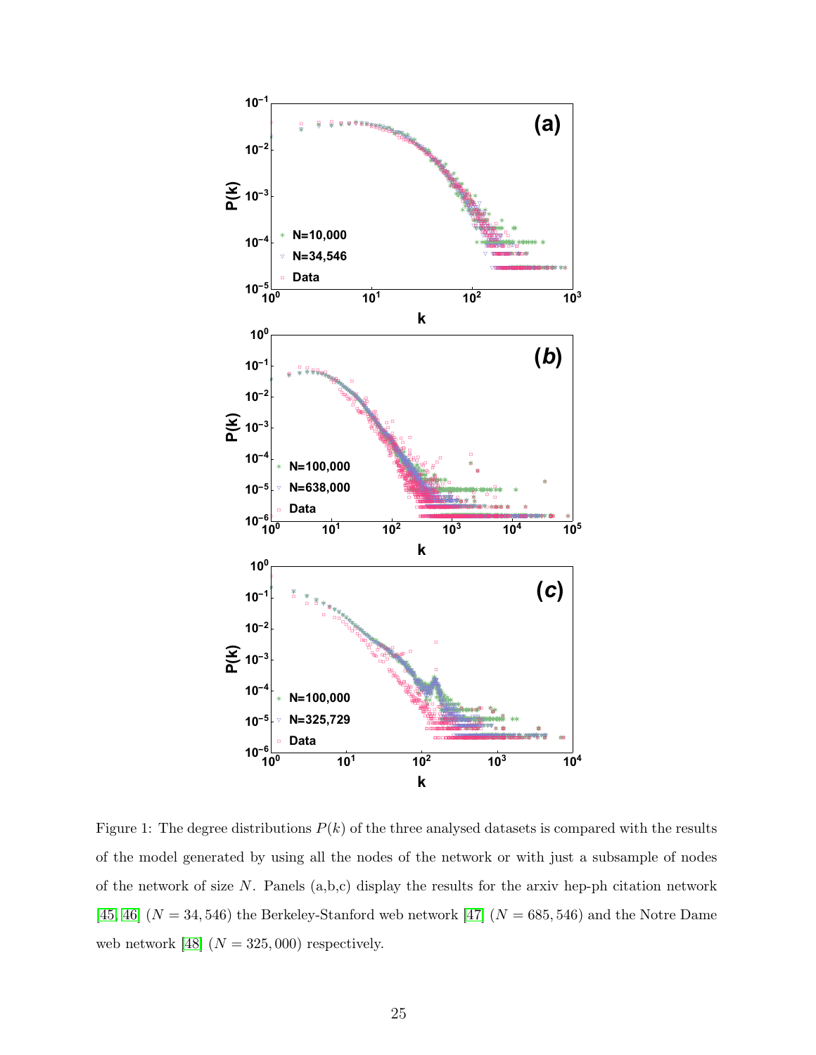Figure 1: The degree distributions $P(k)$ of the three analysed datasets is compared with the results of the model generated by using all the nodes of the network or with just a subsample of nodes of the network of size $N$. Panels (a,b,c) display the results for the arxiv hep-ph citation network [45, 46] ($N = 34,546$) the Berkeley-Stanford web network [47] ($N = 685,546$) and the Notre Dame web network [48] ($N = 325,000$) respectively.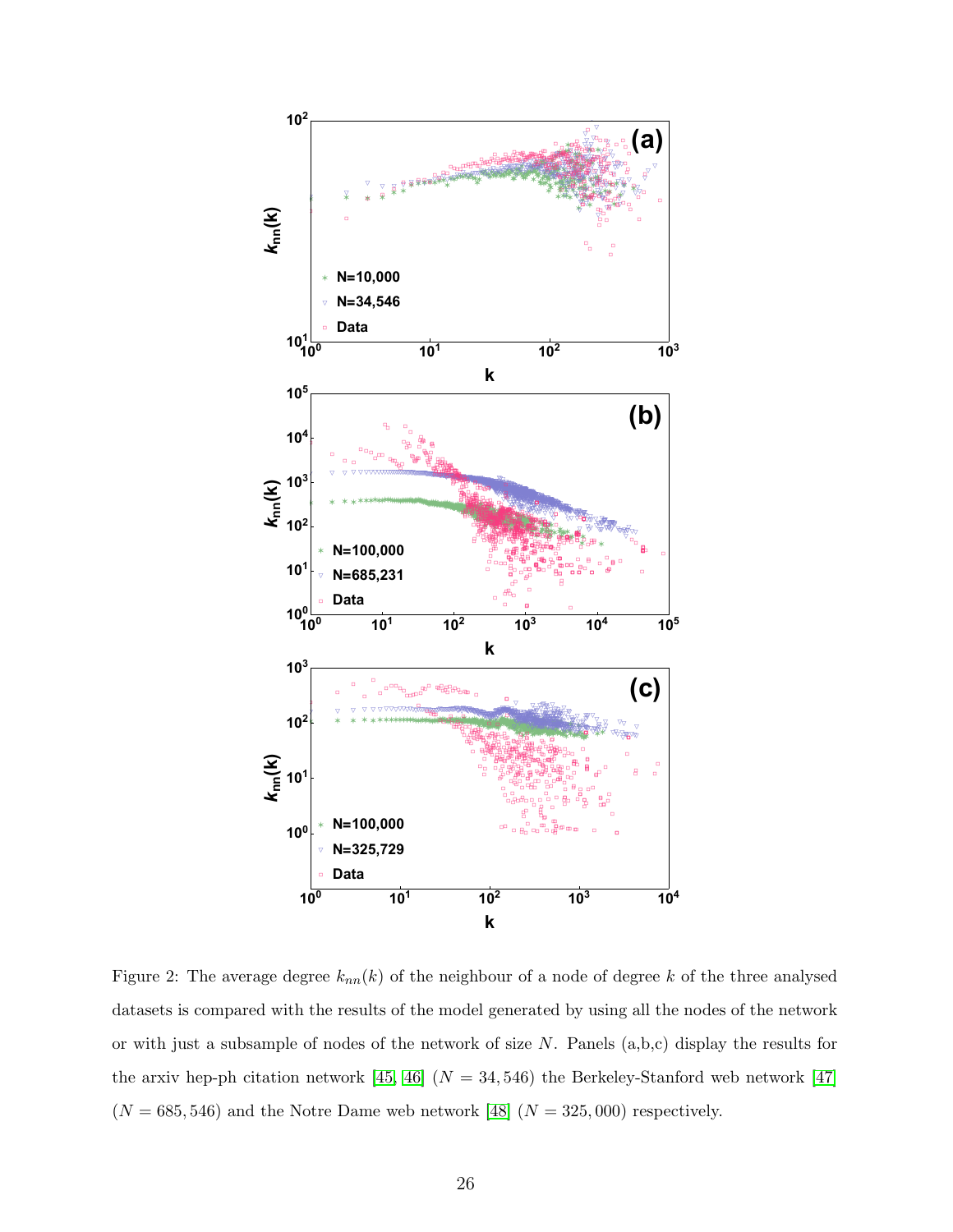(a)

$k_{nn}(k)$

$10^2$

$10^1$

$10^0$ $10^1$ $10^2$ $10^3$

k

N=10,000

N=34,546

Data

(b)

$k_{nn}(k)$

$10^5$ $10^4$ $10^3$ $10^2$ $10^1$ $10^0$

$10^0$ $10^1$ $10^2$ $10^3$ $10^4$ $10^5$

k

N=100,000

N=685,231

Data

(c)

$k_{nn}(k)$

$10^3$ $10^2$ $10^1$ $10^0$

$10^0$ $10^1$ $10^2$ $10^3$ $10^4$

k

N=100,000

N=325,729

Data

Figure 2: The average degree $k_{nn}(k)$ of the neighbour of a node of degree $k$ of the three analysed datasets is compared with the results of the model generated by using all the nodes of the network or with just a subsample of nodes of the network of size $N$. Panels (a,b,c) display the results for the arxiv hep-ph citation network [45, 46] ($N = 34,546$) the Berkeley-Stanford web network [47] ($N = 685,546$) and the Notre Dame web network [48] ($N = 325,000$) respectively.